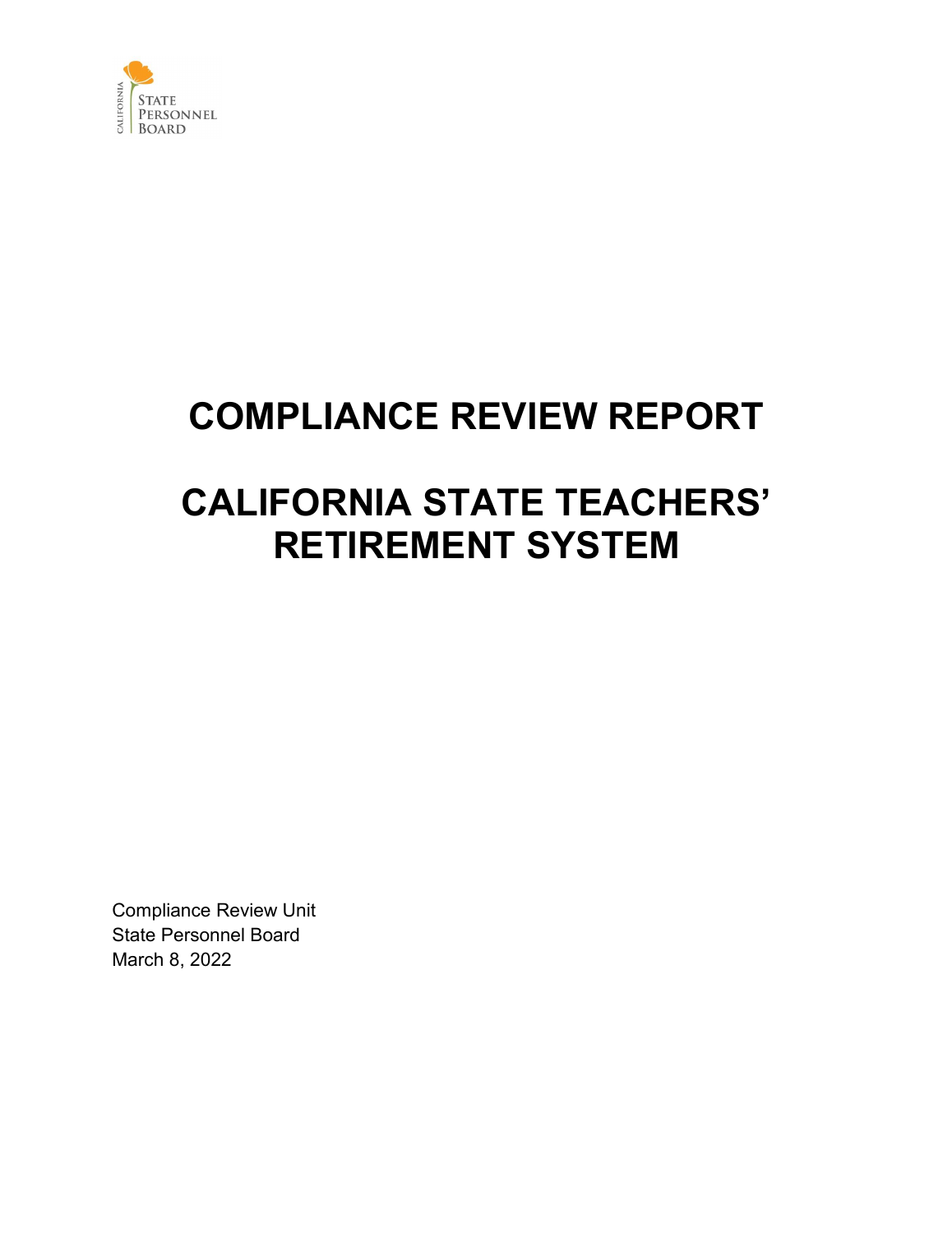CALIFORNIA STATE PERSONNEL BOARD

# COMPLIANCE REVIEW REPORT

# CALIFORNIA STATE TEACHERS' RETIREMENT SYSTEM

Compliance Review Unit
State Personnel Board
March 8, 2022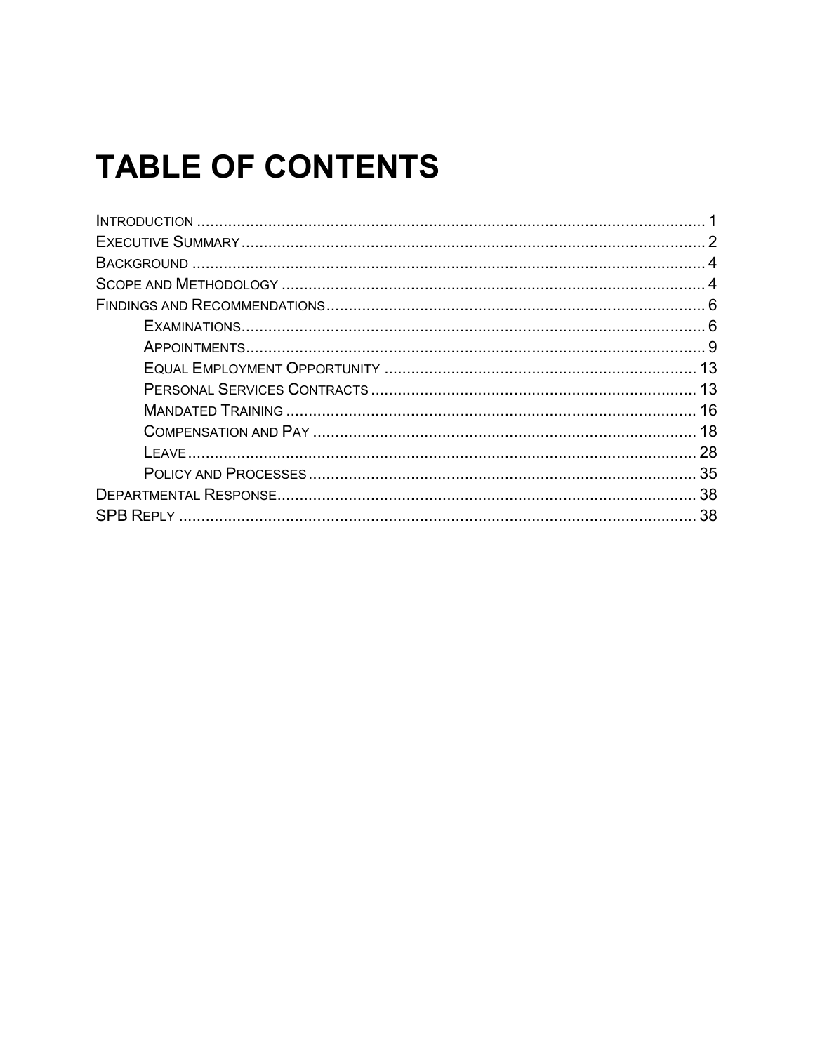# TABLE OF CONTENTS

- Introduction ..... 1
- Executive Summary ..... 2
- Background ..... 4
- Scope and Methodology ..... 4
- Findings and Recommendations ..... 6
  - Examinations ..... 6
  - Appointments ..... 9
  - Equal Employment Opportunity ..... 13
  - Personal Services Contracts ..... 13
  - Mandated Training ..... 16
  - Compensation and Pay ..... 18
  - Leave ..... 28
  - Policy and Processes ..... 35
- Departmental Response ..... 38
- SPB Reply ..... 38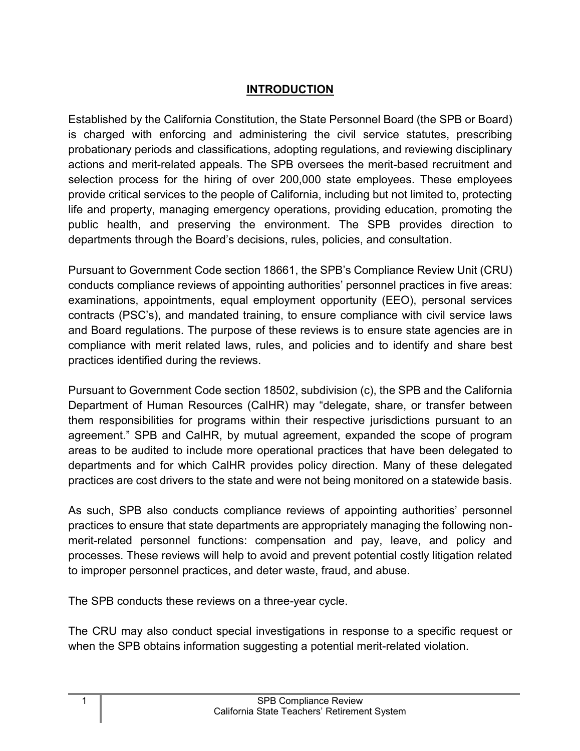## INTRODUCTION

Established by the California Constitution, the State Personnel Board (the SPB or Board) is charged with enforcing and administering the civil service statutes, prescribing probationary periods and classifications, adopting regulations, and reviewing disciplinary actions and merit-related appeals. The SPB oversees the merit-based recruitment and selection process for the hiring of over 200,000 state employees. These employees provide critical services to the people of California, including but not limited to, protecting life and property, managing emergency operations, providing education, promoting the public health, and preserving the environment. The SPB provides direction to departments through the Board's decisions, rules, policies, and consultation.

Pursuant to Government Code section 18661, the SPB's Compliance Review Unit (CRU) conducts compliance reviews of appointing authorities' personnel practices in five areas: examinations, appointments, equal employment opportunity (EEO), personal services contracts (PSC's), and mandated training, to ensure compliance with civil service laws and Board regulations. The purpose of these reviews is to ensure state agencies are in compliance with merit related laws, rules, and policies and to identify and share best practices identified during the reviews.

Pursuant to Government Code section 18502, subdivision (c), the SPB and the California Department of Human Resources (CalHR) may "delegate, share, or transfer between them responsibilities for programs within their respective jurisdictions pursuant to an agreement." SPB and CalHR, by mutual agreement, expanded the scope of program areas to be audited to include more operational practices that have been delegated to departments and for which CalHR provides policy direction. Many of these delegated practices are cost drivers to the state and were not being monitored on a statewide basis.

As such, SPB also conducts compliance reviews of appointing authorities' personnel practices to ensure that state departments are appropriately managing the following non-merit-related personnel functions: compensation and pay, leave, and policy and processes. These reviews will help to avoid and prevent potential costly litigation related to improper personnel practices, and deter waste, fraud, and abuse.

The SPB conducts these reviews on a three-year cycle.

The CRU may also conduct special investigations in response to a specific request or when the SPB obtains information suggesting a potential merit-related violation.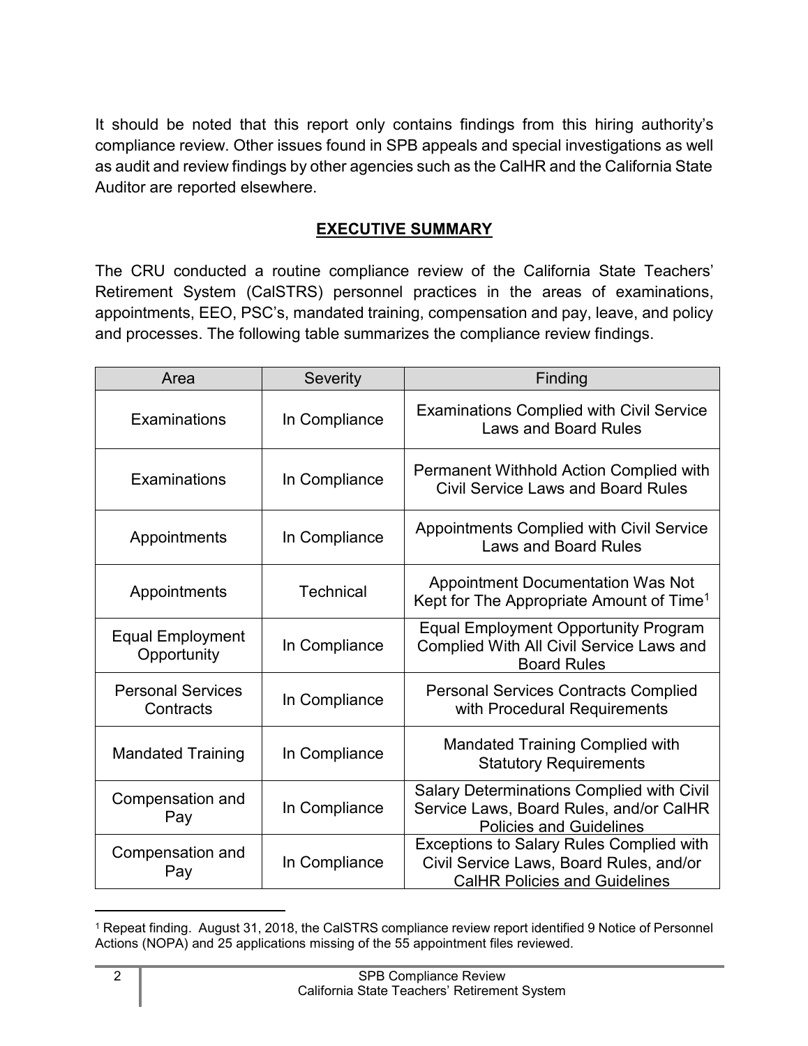It should be noted that this report only contains findings from this hiring authority's compliance review. Other issues found in SPB appeals and special investigations as well as audit and review findings by other agencies such as the CalHR and the California State Auditor are reported elsewhere.

## EXECUTIVE SUMMARY

The CRU conducted a routine compliance review of the California State Teachers' Retirement System (CalSTRS) personnel practices in the areas of examinations, appointments, EEO, PSC's, mandated training, compensation and pay, leave, and policy and processes. The following table summarizes the compliance review findings.

| Area | Severity | Finding |
|---|---|---|
| Examinations | In Compliance | Examinations Complied with Civil Service Laws and Board Rules |
| Examinations | In Compliance | Permanent Withhold Action Complied with Civil Service Laws and Board Rules |
| Appointments | In Compliance | Appointments Complied with Civil Service Laws and Board Rules |
| Appointments | Technical | Appointment Documentation Was Not Kept for The Appropriate Amount of Time[1] |
| Equal Employment Opportunity | In Compliance | Equal Employment Opportunity Program Complied With All Civil Service Laws and Board Rules |
| Personal Services Contracts | In Compliance | Personal Services Contracts Complied with Procedural Requirements |
| Mandated Training | In Compliance | Mandated Training Complied with Statutory Requirements |
| Compensation and Pay | In Compliance | Salary Determinations Complied with Civil Service Laws, Board Rules, and/or CalHR Policies and Guidelines |
| Compensation and Pay | In Compliance | Exceptions to Salary Rules Complied with Civil Service Laws, Board Rules, and/or CalHR Policies and Guidelines |

[1] Repeat finding. August 31, 2018, the CalSTRS compliance review report identified 9 Notice of Personnel Actions (NOPA) and 25 applications missing of the 55 appointment files reviewed.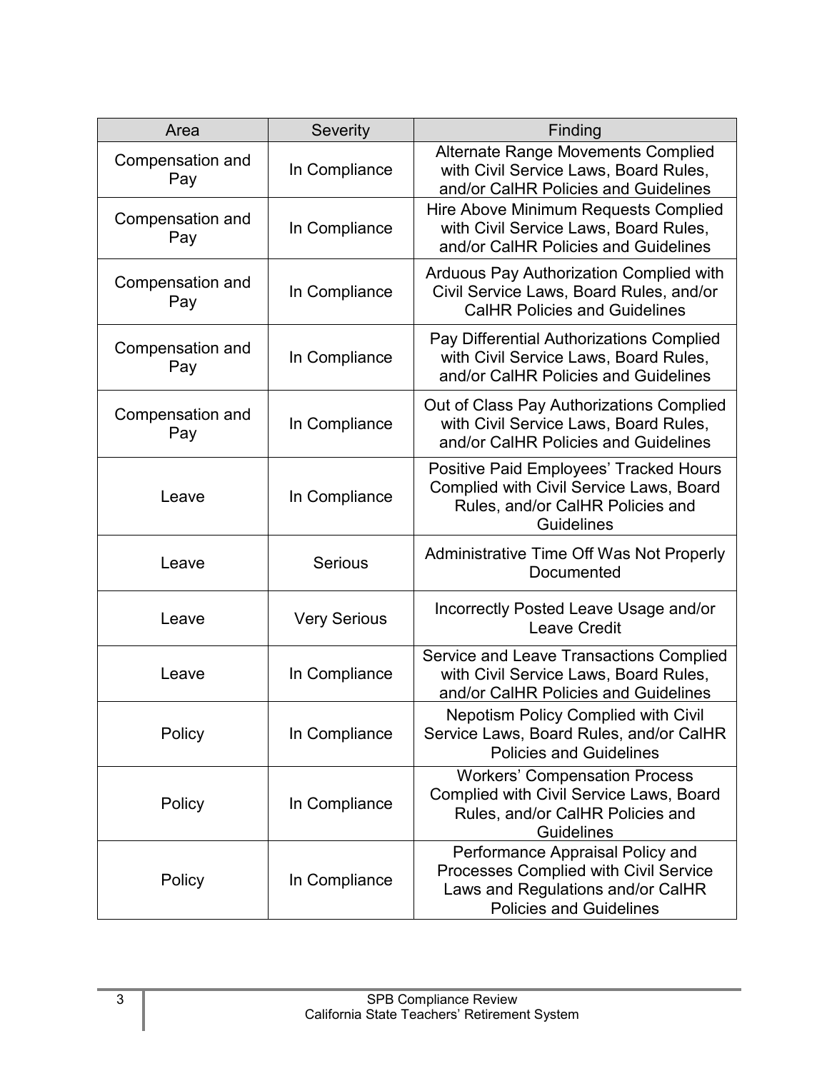| Area | Severity | Finding |
| --- | --- | --- |
| Compensation and Pay | In Compliance | Alternate Range Movements Complied with Civil Service Laws, Board Rules, and/or CalHR Policies and Guidelines |
| Compensation and Pay | In Compliance | Hire Above Minimum Requests Complied with Civil Service Laws, Board Rules, and/or CalHR Policies and Guidelines |
| Compensation and Pay | In Compliance | Arduous Pay Authorization Complied with Civil Service Laws, Board Rules, and/or CalHR Policies and Guidelines |
| Compensation and Pay | In Compliance | Pay Differential Authorizations Complied with Civil Service Laws, Board Rules, and/or CalHR Policies and Guidelines |
| Compensation and Pay | In Compliance | Out of Class Pay Authorizations Complied with Civil Service Laws, Board Rules, and/or CalHR Policies and Guidelines |
| Leave | In Compliance | Positive Paid Employees' Tracked Hours Complied with Civil Service Laws, Board Rules, and/or CalHR Policies and Guidelines |
| Leave | Serious | Administrative Time Off Was Not Properly Documented |
| Leave | Very Serious | Incorrectly Posted Leave Usage and/or Leave Credit |
| Leave | In Compliance | Service and Leave Transactions Complied with Civil Service Laws, Board Rules, and/or CalHR Policies and Guidelines |
| Policy | In Compliance | Nepotism Policy Complied with Civil Service Laws, Board Rules, and/or CalHR Policies and Guidelines |
| Policy | In Compliance | Workers' Compensation Process Complied with Civil Service Laws, Board Rules, and/or CalHR Policies and Guidelines |
| Policy | In Compliance | Performance Appraisal Policy and Processes Complied with Civil Service Laws and Regulations and/or CalHR Policies and Guidelines |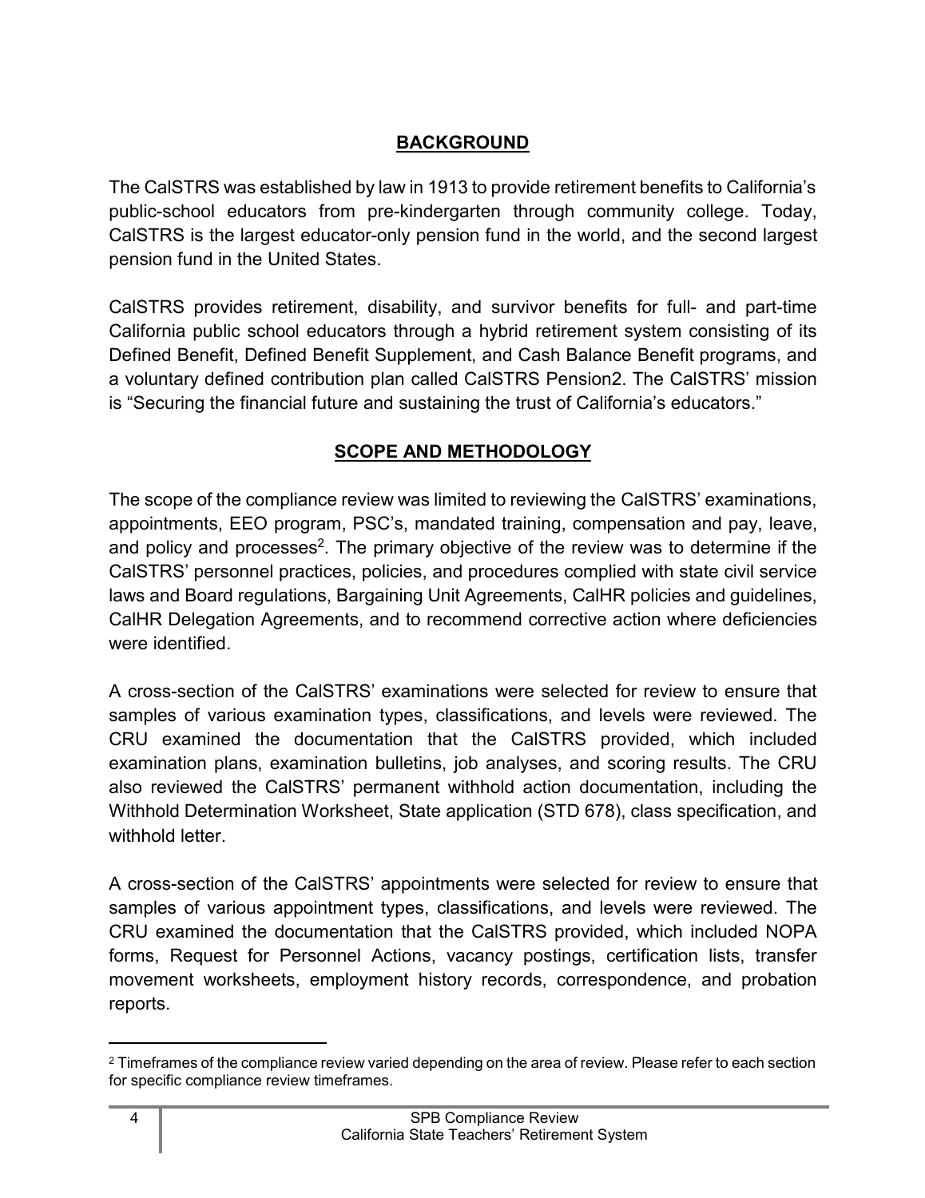## BACKGROUND

The CalSTRS was established by law in 1913 to provide retirement benefits to California's public-school educators from pre-kindergarten through community college. Today, CalSTRS is the largest educator-only pension fund in the world, and the second largest pension fund in the United States.

CalSTRS provides retirement, disability, and survivor benefits for full- and part-time California public school educators through a hybrid retirement system consisting of its Defined Benefit, Defined Benefit Supplement, and Cash Balance Benefit programs, and a voluntary defined contribution plan called CalSTRS Pension2. The CalSTRS' mission is "Securing the financial future and sustaining the trust of California's educators."

## SCOPE AND METHODOLOGY

The scope of the compliance review was limited to reviewing the CalSTRS' examinations, appointments, EEO program, PSC's, mandated training, compensation and pay, leave, and policy and processes[2]. The primary objective of the review was to determine if the CalSTRS' personnel practices, policies, and procedures complied with state civil service laws and Board regulations, Bargaining Unit Agreements, CalHR policies and guidelines, CalHR Delegation Agreements, and to recommend corrective action where deficiencies were identified.

A cross-section of the CalSTRS' examinations were selected for review to ensure that samples of various examination types, classifications, and levels were reviewed. The CRU examined the documentation that the CalSTRS provided, which included examination plans, examination bulletins, job analyses, and scoring results. The CRU also reviewed the CalSTRS' permanent withhold action documentation, including the Withhold Determination Worksheet, State application (STD 678), class specification, and withhold letter.

A cross-section of the CalSTRS' appointments were selected for review to ensure that samples of various appointment types, classifications, and levels were reviewed. The CRU examined the documentation that the CalSTRS provided, which included NOPA forms, Request for Personnel Actions, vacancy postings, certification lists, transfer movement worksheets, employment history records, correspondence, and probation reports.

---

[2] Timeframes of the compliance review varied depending on the area of review. Please refer to each section for specific compliance review timeframes.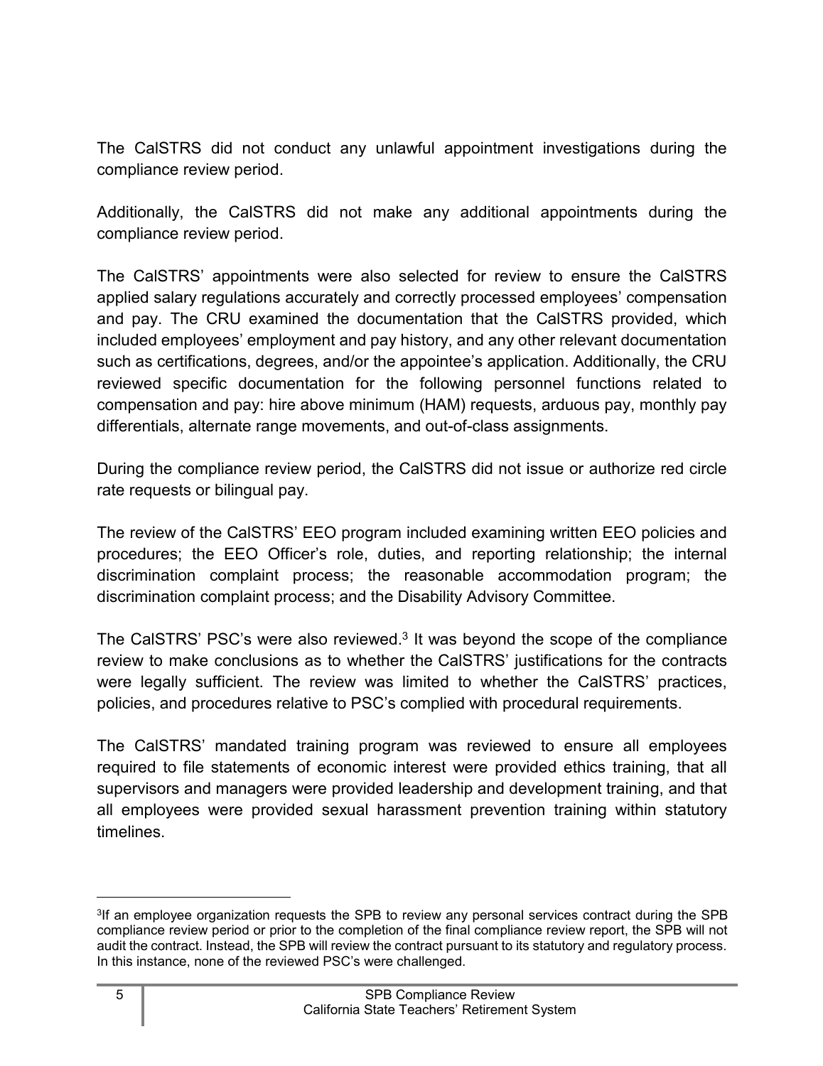The CalSTRS did not conduct any unlawful appointment investigations during the compliance review period.

Additionally, the CalSTRS did not make any additional appointments during the compliance review period.

The CalSTRS' appointments were also selected for review to ensure the CalSTRS applied salary regulations accurately and correctly processed employees' compensation and pay. The CRU examined the documentation that the CalSTRS provided, which included employees' employment and pay history, and any other relevant documentation such as certifications, degrees, and/or the appointee's application. Additionally, the CRU reviewed specific documentation for the following personnel functions related to compensation and pay: hire above minimum (HAM) requests, arduous pay, monthly pay differentials, alternate range movements, and out-of-class assignments.

During the compliance review period, the CalSTRS did not issue or authorize red circle rate requests or bilingual pay.

The review of the CalSTRS' EEO program included examining written EEO policies and procedures; the EEO Officer's role, duties, and reporting relationship; the internal discrimination complaint process; the reasonable accommodation program; the discrimination complaint process; and the Disability Advisory Committee.

The CalSTRS' PSC's were also reviewed.[3] It was beyond the scope of the compliance review to make conclusions as to whether the CalSTRS' justifications for the contracts were legally sufficient. The review was limited to whether the CalSTRS' practices, policies, and procedures relative to PSC's complied with procedural requirements.

The CalSTRS' mandated training program was reviewed to ensure all employees required to file statements of economic interest were provided ethics training, that all supervisors and managers were provided leadership and development training, and that all employees were provided sexual harassment prevention training within statutory timelines.

---

[3]If an employee organization requests the SPB to review any personal services contract during the SPB compliance review period or prior to the completion of the final compliance review report, the SPB will not audit the contract. Instead, the SPB will review the contract pursuant to its statutory and regulatory process. In this instance, none of the reviewed PSC's were challenged.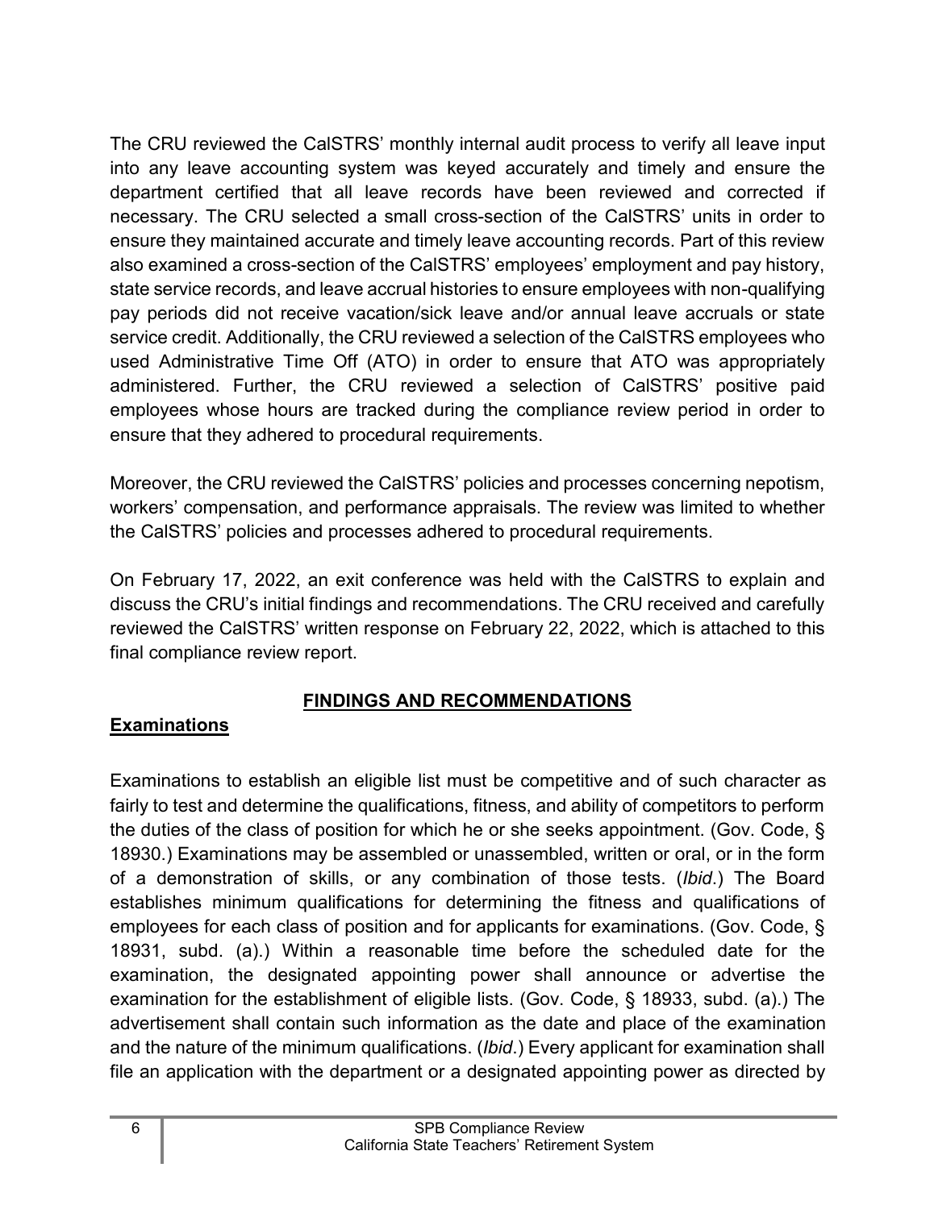The CRU reviewed the CalSTRS' monthly internal audit process to verify all leave input into any leave accounting system was keyed accurately and timely and ensure the department certified that all leave records have been reviewed and corrected if necessary. The CRU selected a small cross-section of the CalSTRS' units in order to ensure they maintained accurate and timely leave accounting records. Part of this review also examined a cross-section of the CalSTRS' employees' employment and pay history, state service records, and leave accrual histories to ensure employees with non-qualifying pay periods did not receive vacation/sick leave and/or annual leave accruals or state service credit. Additionally, the CRU reviewed a selection of the CalSTRS employees who used Administrative Time Off (ATO) in order to ensure that ATO was appropriately administered. Further, the CRU reviewed a selection of CalSTRS' positive paid employees whose hours are tracked during the compliance review period in order to ensure that they adhered to procedural requirements.

Moreover, the CRU reviewed the CalSTRS' policies and processes concerning nepotism, workers' compensation, and performance appraisals. The review was limited to whether the CalSTRS' policies and processes adhered to procedural requirements.

On February 17, 2022, an exit conference was held with the CalSTRS to explain and discuss the CRU's initial findings and recommendations. The CRU received and carefully reviewed the CalSTRS' written response on February 22, 2022, which is attached to this final compliance review report.

## FINDINGS AND RECOMMENDATIONS

### Examinations

Examinations to establish an eligible list must be competitive and of such character as fairly to test and determine the qualifications, fitness, and ability of competitors to perform the duties of the class of position for which he or she seeks appointment. (Gov. Code, § 18930.) Examinations may be assembled or unassembled, written or oral, or in the form of a demonstration of skills, or any combination of those tests. (*Ibid*.) The Board establishes minimum qualifications for determining the fitness and qualifications of employees for each class of position and for applicants for examinations. (Gov. Code, § 18931, subd. (a).) Within a reasonable time before the scheduled date for the examination, the designated appointing power shall announce or advertise the examination for the establishment of eligible lists. (Gov. Code, § 18933, subd. (a).) The advertisement shall contain such information as the date and place of the examination and the nature of the minimum qualifications. (*Ibid*.) Every applicant for examination shall file an application with the department or a designated appointing power as directed by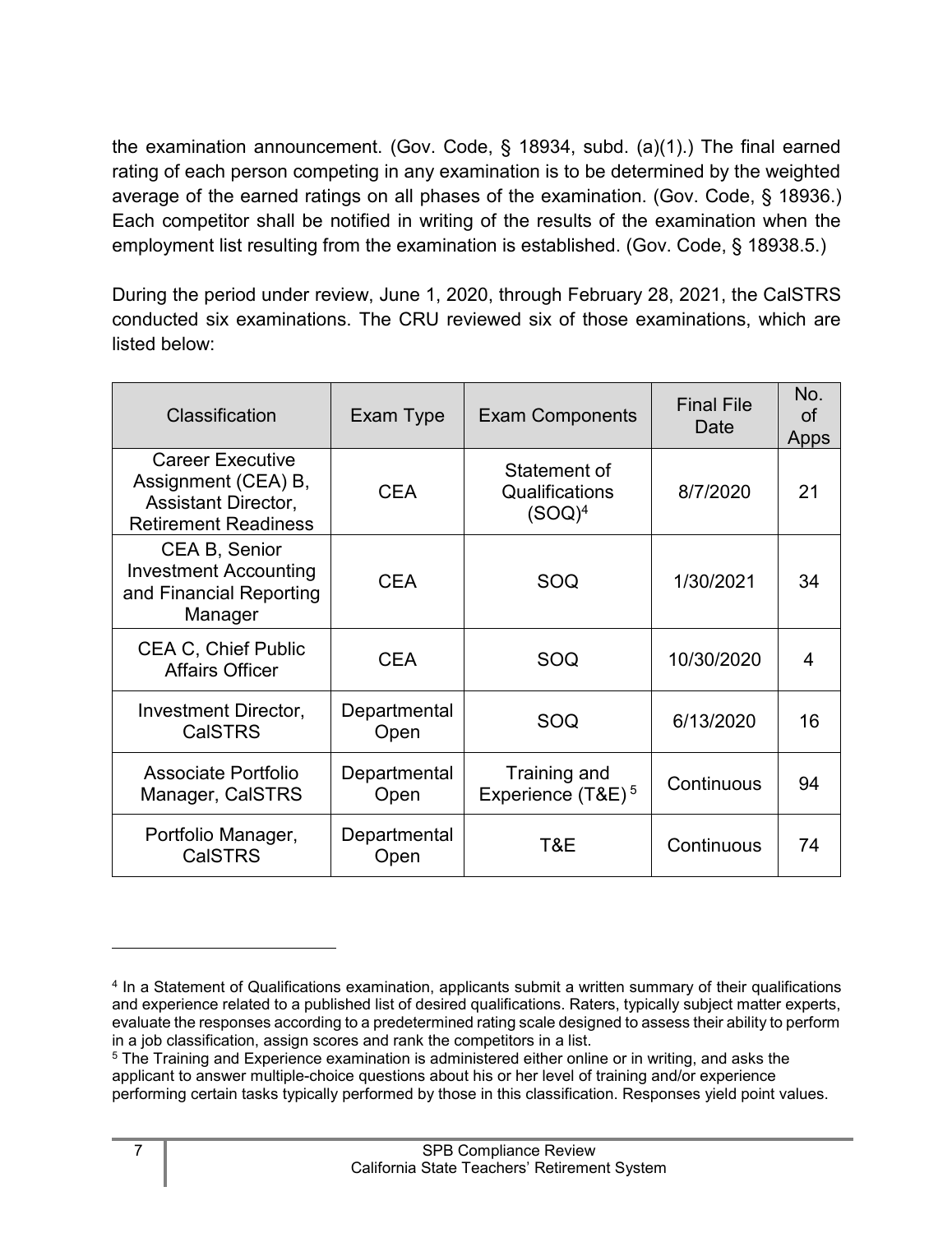the examination announcement. (Gov. Code, § 18934, subd. (a)(1).) The final earned rating of each person competing in any examination is to be determined by the weighted average of the earned ratings on all phases of the examination. (Gov. Code, § 18936.) Each competitor shall be notified in writing of the results of the examination when the employment list resulting from the examination is established. (Gov. Code, § 18938.5.)

During the period under review, June 1, 2020, through February 28, 2021, the CalSTRS conducted six examinations. The CRU reviewed six of those examinations, which are listed below:

| Classification | Exam Type | Exam Components | Final File Date | No. of Apps |
|---|---|---|---|---|
| Career Executive Assignment (CEA) B, Assistant Director, Retirement Readiness | CEA | Statement of Qualifications (SOQ)[4] | 8/7/2020 | 21 |
| CEA B, Senior Investment Accounting and Financial Reporting Manager | CEA | SOQ | 1/30/2021 | 34 |
| CEA C, Chief Public Affairs Officer | CEA | SOQ | 10/30/2020 | 4 |
| Investment Director, CalSTRS | Departmental Open | SOQ | 6/13/2020 | 16 |
| Associate Portfolio Manager, CalSTRS | Departmental Open | Training and Experience (T&E)[5] | Continuous | 94 |
| Portfolio Manager, CalSTRS | Departmental Open | T&E | Continuous | 74 |

[4] In a Statement of Qualifications examination, applicants submit a written summary of their qualifications and experience related to a published list of desired qualifications. Raters, typically subject matter experts, evaluate the responses according to a predetermined rating scale designed to assess their ability to perform in a job classification, assign scores and rank the competitors in a list.

[5] The Training and Experience examination is administered either online or in writing, and asks the applicant to answer multiple-choice questions about his or her level of training and/or experience performing certain tasks typically performed by those in this classification. Responses yield point values.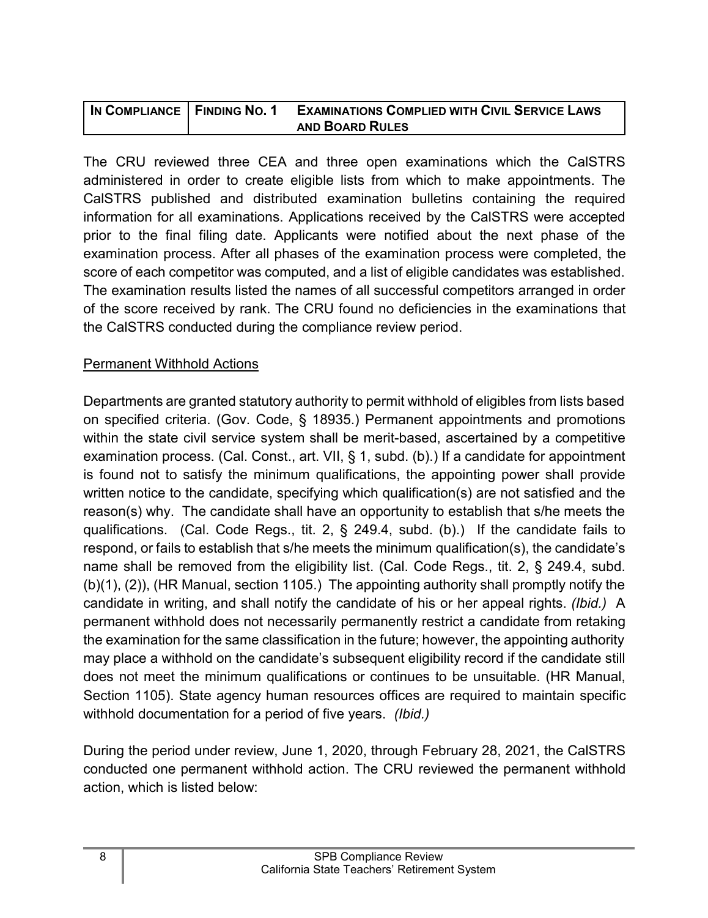| IN COMPLIANCE | FINDING NO. 1 | EXAMINATIONS COMPLIED WITH CIVIL SERVICE LAWS AND BOARD RULES |
|---|---|---|

The CRU reviewed three CEA and three open examinations which the CalSTRS administered in order to create eligible lists from which to make appointments. The CalSTRS published and distributed examination bulletins containing the required information for all examinations. Applications received by the CalSTRS were accepted prior to the final filing date. Applicants were notified about the next phase of the examination process. After all phases of the examination process were completed, the score of each competitor was computed, and a list of eligible candidates was established. The examination results listed the names of all successful competitors arranged in order of the score received by rank. The CRU found no deficiencies in the examinations that the CalSTRS conducted during the compliance review period.

## Permanent Withhold Actions

Departments are granted statutory authority to permit withhold of eligibles from lists based on specified criteria. (Gov. Code, § 18935.) Permanent appointments and promotions within the state civil service system shall be merit-based, ascertained by a competitive examination process. (Cal. Const., art. VII, § 1, subd. (b).) If a candidate for appointment is found not to satisfy the minimum qualifications, the appointing power shall provide written notice to the candidate, specifying which qualification(s) are not satisfied and the reason(s) why. The candidate shall have an opportunity to establish that s/he meets the qualifications. (Cal. Code Regs., tit. 2, § 249.4, subd. (b).) If the candidate fails to respond, or fails to establish that s/he meets the minimum qualification(s), the candidate's name shall be removed from the eligibility list. (Cal. Code Regs., tit. 2, § 249.4, subd. (b)(1), (2)), (HR Manual, section 1105.) The appointing authority shall promptly notify the candidate in writing, and shall notify the candidate of his or her appeal rights. *(Ibid.)* A permanent withhold does not necessarily permanently restrict a candidate from retaking the examination for the same classification in the future; however, the appointing authority may place a withhold on the candidate's subsequent eligibility record if the candidate still does not meet the minimum qualifications or continues to be unsuitable. (HR Manual, Section 1105). State agency human resources offices are required to maintain specific withhold documentation for a period of five years. *(Ibid.)*

During the period under review, June 1, 2020, through February 28, 2021, the CalSTRS conducted one permanent withhold action. The CRU reviewed the permanent withhold action, which is listed below: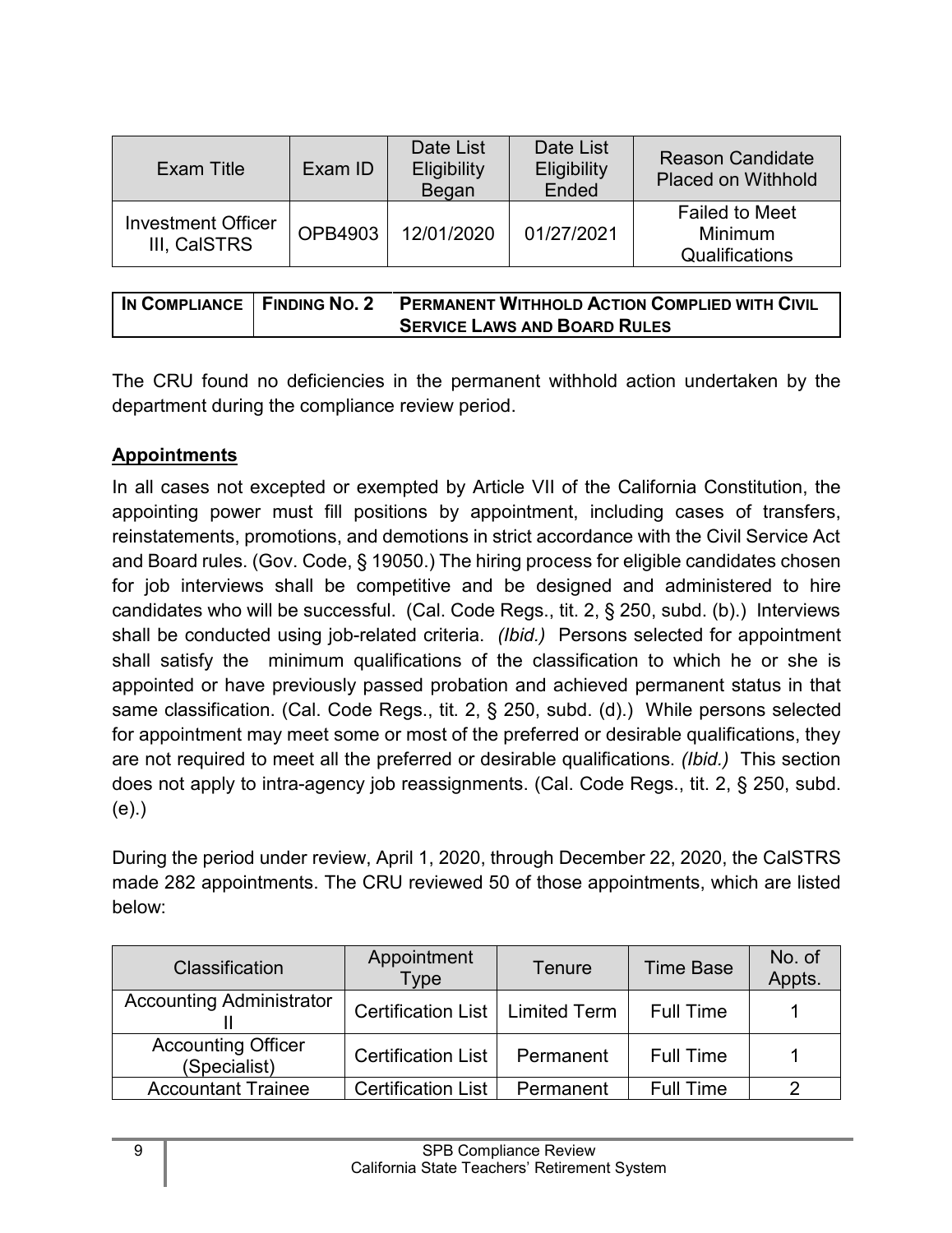| Exam Title | Exam ID | Date List Eligibility Began | Date List Eligibility Ended | Reason Candidate Placed on Withhold |
|---|---|---|---|---|
| Investment Officer III, CalSTRS | OPB4903 | 12/01/2020 | 01/27/2021 | Failed to Meet Minimum Qualifications |

| **In Compliance** | **Finding No. 2** | **Permanent Withhold Action Complied with Civil Service Laws and Board Rules** |
|---|---|---|

The CRU found no deficiencies in the permanent withhold action undertaken by the department during the compliance review period.

**Appointments**

In all cases not excepted or exempted by Article VII of the California Constitution, the appointing power must fill positions by appointment, including cases of transfers, reinstatements, promotions, and demotions in strict accordance with the Civil Service Act and Board rules. (Gov. Code, § 19050.) The hiring process for eligible candidates chosen for job interviews shall be competitive and be designed and administered to hire candidates who will be successful. (Cal. Code Regs., tit. 2, § 250, subd. (b).) Interviews shall be conducted using job-related criteria. *(Ibid.)* Persons selected for appointment shall satisfy the minimum qualifications of the classification to which he or she is appointed or have previously passed probation and achieved permanent status in that same classification. (Cal. Code Regs., tit. 2, § 250, subd. (d).) While persons selected for appointment may meet some or most of the preferred or desirable qualifications, they are not required to meet all the preferred or desirable qualifications. *(Ibid.)* This section does not apply to intra-agency job reassignments. (Cal. Code Regs., tit. 2, § 250, subd. (e).)

During the period under review, April 1, 2020, through December 22, 2020, the CalSTRS made 282 appointments. The CRU reviewed 50 of those appointments, which are listed below:

| Classification | Appointment Type | Tenure | Time Base | No. of Appts. |
|---|---|---|---|---|
| Accounting Administrator II | Certification List | Limited Term | Full Time | 1 |
| Accounting Officer (Specialist) | Certification List | Permanent | Full Time | 1 |
| Accountant Trainee | Certification List | Permanent | Full Time | 2 |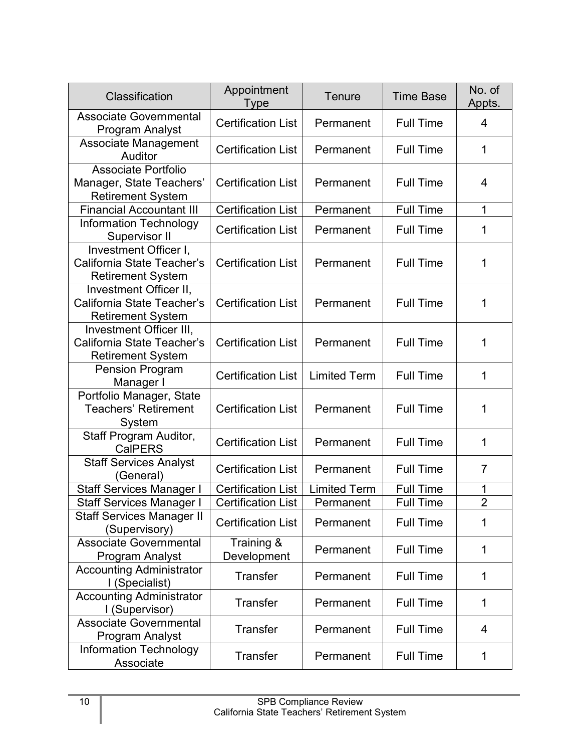| Classification | Appointment Type | Tenure | Time Base | No. of Appts. |
|---|---|---|---|---|
| Associate Governmental Program Analyst | Certification List | Permanent | Full Time | 4 |
| Associate Management Auditor | Certification List | Permanent | Full Time | 1 |
| Associate Portfolio Manager, State Teachers' Retirement System | Certification List | Permanent | Full Time | 4 |
| Financial Accountant III | Certification List | Permanent | Full Time | 1 |
| Information Technology Supervisor II | Certification List | Permanent | Full Time | 1 |
| Investment Officer I, California State Teacher's Retirement System | Certification List | Permanent | Full Time | 1 |
| Investment Officer II, California State Teacher's Retirement System | Certification List | Permanent | Full Time | 1 |
| Investment Officer III, California State Teacher's Retirement System | Certification List | Permanent | Full Time | 1 |
| Pension Program Manager I | Certification List | Limited Term | Full Time | 1 |
| Portfolio Manager, State Teachers' Retirement System | Certification List | Permanent | Full Time | 1 |
| Staff Program Auditor, CalPERS | Certification List | Permanent | Full Time | 1 |
| Staff Services Analyst (General) | Certification List | Permanent | Full Time | 7 |
| Staff Services Manager I | Certification List | Limited Term | Full Time | 1 |
| Staff Services Manager I | Certification List | Permanent | Full Time | 2 |
| Staff Services Manager II (Supervisory) | Certification List | Permanent | Full Time | 1 |
| Associate Governmental Program Analyst | Training & Development | Permanent | Full Time | 1 |
| Accounting Administrator I (Specialist) | Transfer | Permanent | Full Time | 1 |
| Accounting Administrator I (Supervisor) | Transfer | Permanent | Full Time | 1 |
| Associate Governmental Program Analyst | Transfer | Permanent | Full Time | 4 |
| Information Technology Associate | Transfer | Permanent | Full Time | 1 |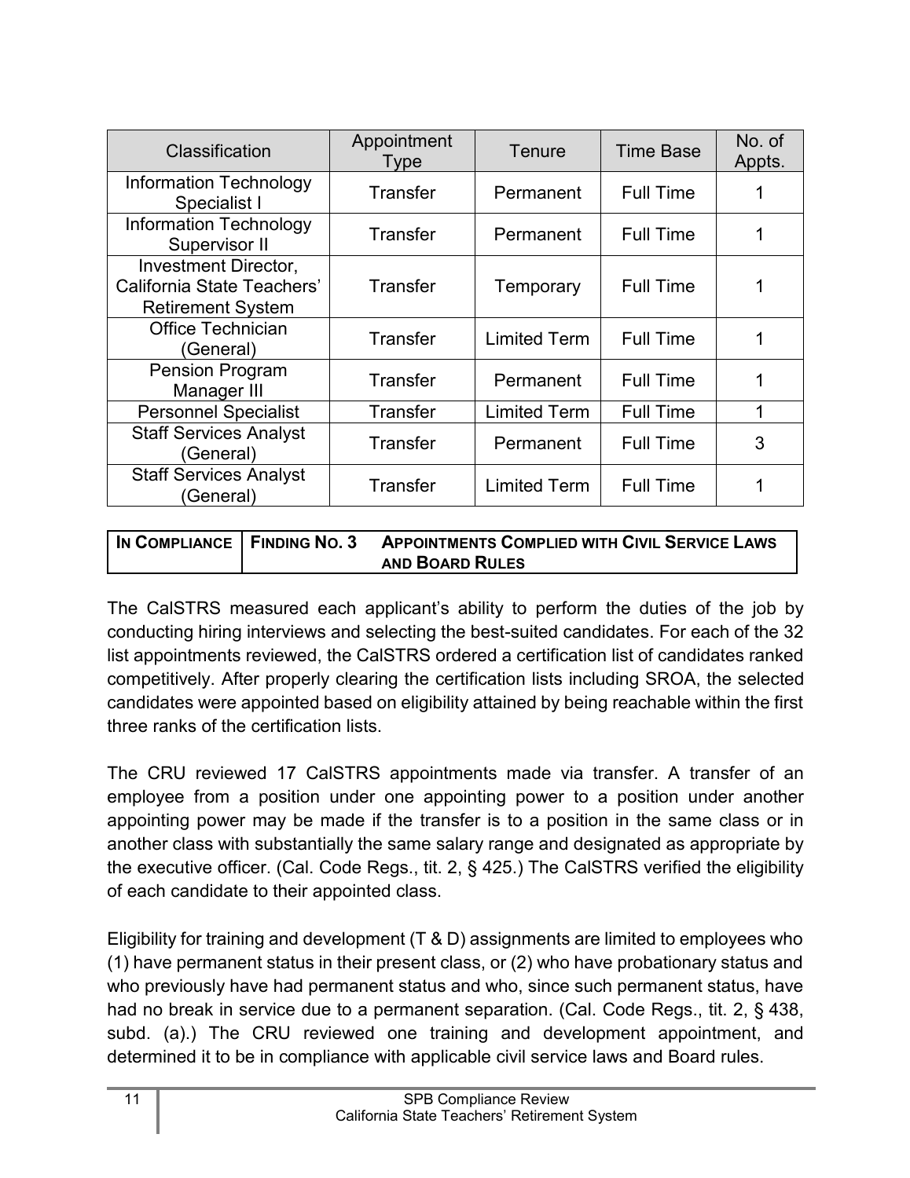| Classification | Appointment Type | Tenure | Time Base | No. of Appts. |
|---|---|---|---|---|
| Information Technology Specialist I | Transfer | Permanent | Full Time | 1 |
| Information Technology Supervisor II | Transfer | Permanent | Full Time | 1 |
| Investment Director, California State Teachers' Retirement System | Transfer | Temporary | Full Time | 1 |
| Office Technician (General) | Transfer | Limited Term | Full Time | 1 |
| Pension Program Manager III | Transfer | Permanent | Full Time | 1 |
| Personnel Specialist | Transfer | Limited Term | Full Time | 1 |
| Staff Services Analyst (General) | Transfer | Permanent | Full Time | 3 |
| Staff Services Analyst (General) | Transfer | Limited Term | Full Time | 1 |

| IN COMPLIANCE | FINDING NO. 3 | APPOINTMENTS COMPLIED WITH CIVIL SERVICE LAWS AND BOARD RULES |
|---|---|---|

The CalSTRS measured each applicant's ability to perform the duties of the job by conducting hiring interviews and selecting the best-suited candidates. For each of the 32 list appointments reviewed, the CalSTRS ordered a certification list of candidates ranked competitively. After properly clearing the certification lists including SROA, the selected candidates were appointed based on eligibility attained by being reachable within the first three ranks of the certification lists.

The CRU reviewed 17 CalSTRS appointments made via transfer. A transfer of an employee from a position under one appointing power to a position under another appointing power may be made if the transfer is to a position in the same class or in another class with substantially the same salary range and designated as appropriate by the executive officer. (Cal. Code Regs., tit. 2, § 425.) The CalSTRS verified the eligibility of each candidate to their appointed class.

Eligibility for training and development (T & D) assignments are limited to employees who (1) have permanent status in their present class, or (2) who have probationary status and who previously have had permanent status and who, since such permanent status, have had no break in service due to a permanent separation. (Cal. Code Regs., tit. 2, § 438, subd. (a).) The CRU reviewed one training and development appointment, and determined it to be in compliance with applicable civil service laws and Board rules.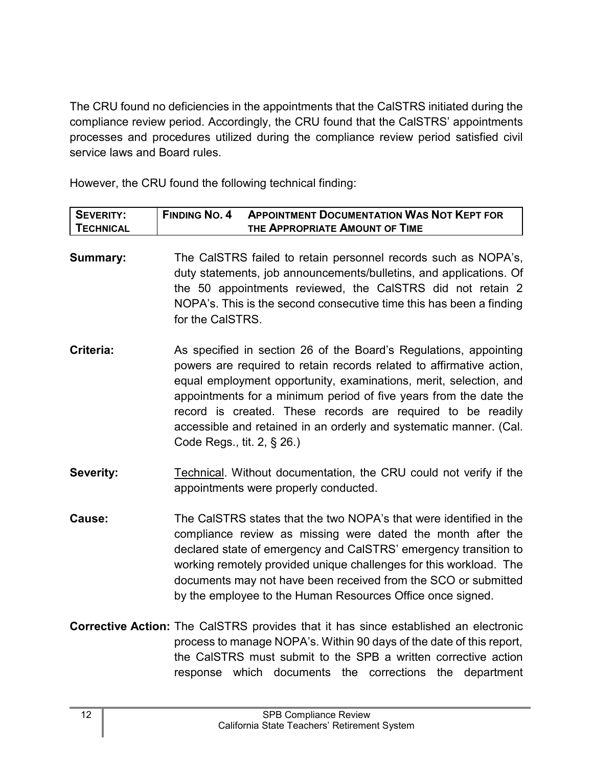The CRU found no deficiencies in the appointments that the CalSTRS initiated during the compliance review period. Accordingly, the CRU found that the CalSTRS' appointments processes and procedures utilized during the compliance review period satisfied civil service laws and Board rules.

However, the CRU found the following technical finding:

| **SEVERITY: TECHNICAL** | **FINDING NO. 4** | **APPOINTMENT DOCUMENTATION WAS NOT KEPT FOR THE APPROPRIATE AMOUNT OF TIME** |
|---|---|---|

**Summary:** The CalSTRS failed to retain personnel records such as NOPA's, duty statements, job announcements/bulletins, and applications. Of the 50 appointments reviewed, the CalSTRS did not retain 2 NOPA's. This is the second consecutive time this has been a finding for the CalSTRS.

**Criteria:** As specified in section 26 of the Board's Regulations, appointing powers are required to retain records related to affirmative action, equal employment opportunity, examinations, merit, selection, and appointments for a minimum period of five years from the date the record is created. These records are required to be readily accessible and retained in an orderly and systematic manner. (Cal. Code Regs., tit. 2, § 26.)

**Severity:** Technical. Without documentation, the CRU could not verify if the appointments were properly conducted.

**Cause:** The CalSTRS states that the two NOPA's that were identified in the compliance review as missing were dated the month after the declared state of emergency and CalSTRS' emergency transition to working remotely provided unique challenges for this workload. The documents may not have been received from the SCO or submitted by the employee to the Human Resources Office once signed.

**Corrective Action:** The CalSTRS provides that it has since established an electronic process to manage NOPA's. Within 90 days of the date of this report, the CalSTRS must submit to the SPB a written corrective action response which documents the corrections the department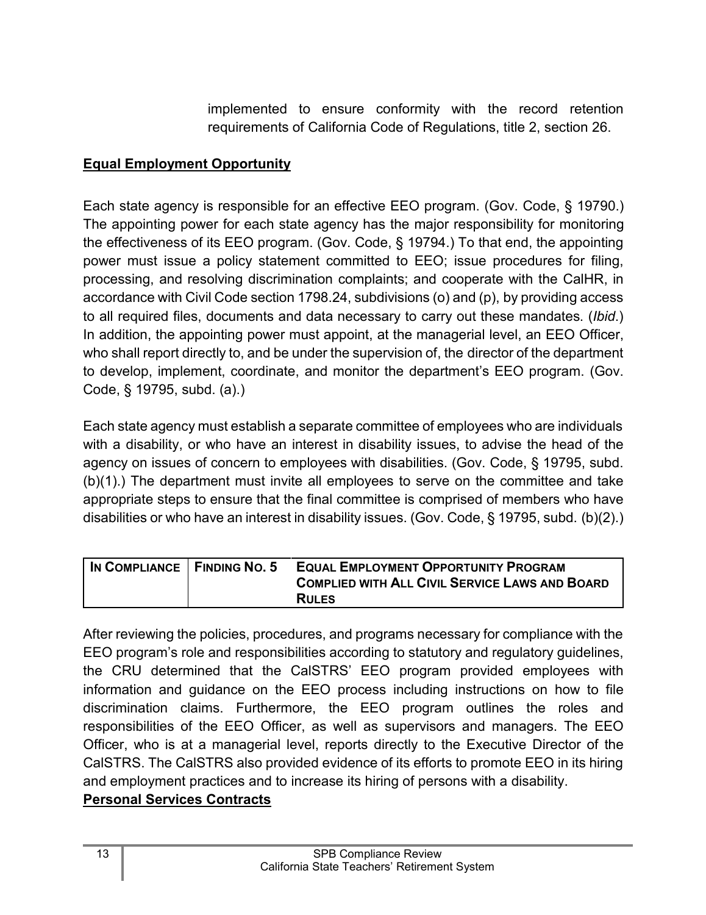implemented to ensure conformity with the record retention requirements of California Code of Regulations, title 2, section 26.

## Equal Employment Opportunity

Each state agency is responsible for an effective EEO program. (Gov. Code, § 19790.) The appointing power for each state agency has the major responsibility for monitoring the effectiveness of its EEO program. (Gov. Code, § 19794.) To that end, the appointing power must issue a policy statement committed to EEO; issue procedures for filing, processing, and resolving discrimination complaints; and cooperate with the CalHR, in accordance with Civil Code section 1798.24, subdivisions (o) and (p), by providing access to all required files, documents and data necessary to carry out these mandates. (*Ibid.*) In addition, the appointing power must appoint, at the managerial level, an EEO Officer, who shall report directly to, and be under the supervision of, the director of the department to develop, implement, coordinate, and monitor the department's EEO program. (Gov. Code, § 19795, subd. (a).)

Each state agency must establish a separate committee of employees who are individuals with a disability, or who have an interest in disability issues, to advise the head of the agency on issues of concern to employees with disabilities. (Gov. Code, § 19795, subd. (b)(1).) The department must invite all employees to serve on the committee and take appropriate steps to ensure that the final committee is comprised of members who have disabilities or who have an interest in disability issues. (Gov. Code, § 19795, subd. (b)(2).)

| IN COMPLIANCE | FINDING NO. 5 | EQUAL EMPLOYMENT OPPORTUNITY PROGRAM COMPLIED WITH ALL CIVIL SERVICE LAWS AND BOARD RULES |
|---|---|---|

After reviewing the policies, procedures, and programs necessary for compliance with the EEO program's role and responsibilities according to statutory and regulatory guidelines, the CRU determined that the CalSTRS' EEO program provided employees with information and guidance on the EEO process including instructions on how to file discrimination claims. Furthermore, the EEO program outlines the roles and responsibilities of the EEO Officer, as well as supervisors and managers. The EEO Officer, who is at a managerial level, reports directly to the Executive Director of the CalSTRS. The CalSTRS also provided evidence of its efforts to promote EEO in its hiring and employment practices and to increase its hiring of persons with a disability.

## Personal Services Contracts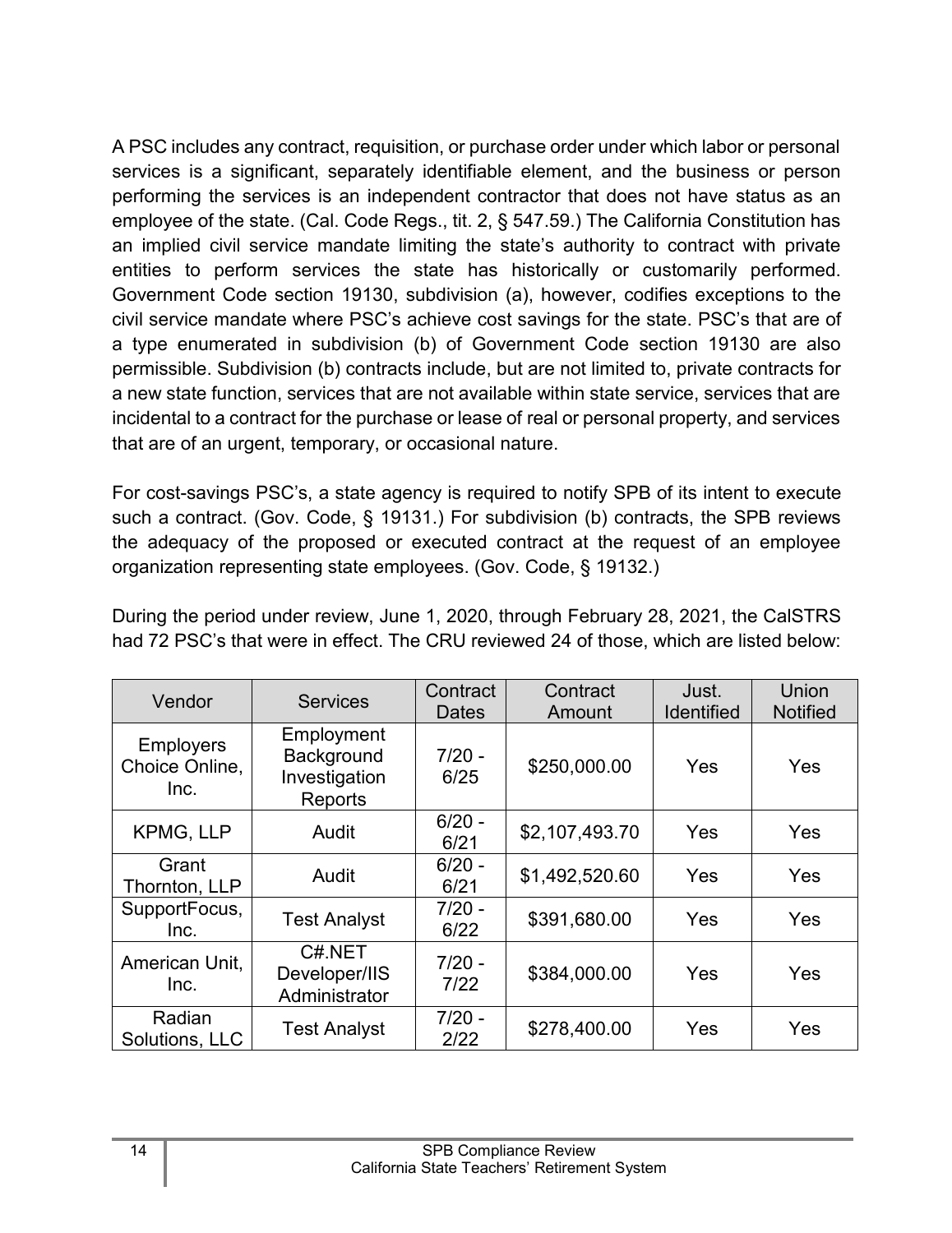A PSC includes any contract, requisition, or purchase order under which labor or personal services is a significant, separately identifiable element, and the business or person performing the services is an independent contractor that does not have status as an employee of the state. (Cal. Code Regs., tit. 2, § 547.59.) The California Constitution has an implied civil service mandate limiting the state's authority to contract with private entities to perform services the state has historically or customarily performed. Government Code section 19130, subdivision (a), however, codifies exceptions to the civil service mandate where PSC's achieve cost savings for the state. PSC's that are of a type enumerated in subdivision (b) of Government Code section 19130 are also permissible. Subdivision (b) contracts include, but are not limited to, private contracts for a new state function, services that are not available within state service, services that are incidental to a contract for the purchase or lease of real or personal property, and services that are of an urgent, temporary, or occasional nature.

For cost-savings PSC's, a state agency is required to notify SPB of its intent to execute such a contract. (Gov. Code, § 19131.) For subdivision (b) contracts, the SPB reviews the adequacy of the proposed or executed contract at the request of an employee organization representing state employees. (Gov. Code, § 19132.)

During the period under review, June 1, 2020, through February 28, 2021, the CalSTRS had 72 PSC's that were in effect. The CRU reviewed 24 of those, which are listed below:

| Vendor | Services | Contract Dates | Contract Amount | Just. Identified | Union Notified |
|---|---|---|---|---|---|
| Employers Choice Online, Inc. | Employment Background Investigation Reports | 7/20 - 6/25 | $250,000.00 | Yes | Yes |
| KPMG, LLP | Audit | 6/20 - 6/21 | $2,107,493.70 | Yes | Yes |
| Grant Thornton, LLP | Audit | 6/20 - 6/21 | $1,492,520.60 | Yes | Yes |
| SupportFocus, Inc. | Test Analyst | 7/20 - 6/22 | $391,680.00 | Yes | Yes |
| American Unit, Inc. | C#.NET Developer/IIS Administrator | 7/20 - 7/22 | $384,000.00 | Yes | Yes |
| Radian Solutions, LLC | Test Analyst | 7/20 - 2/22 | $278,400.00 | Yes | Yes |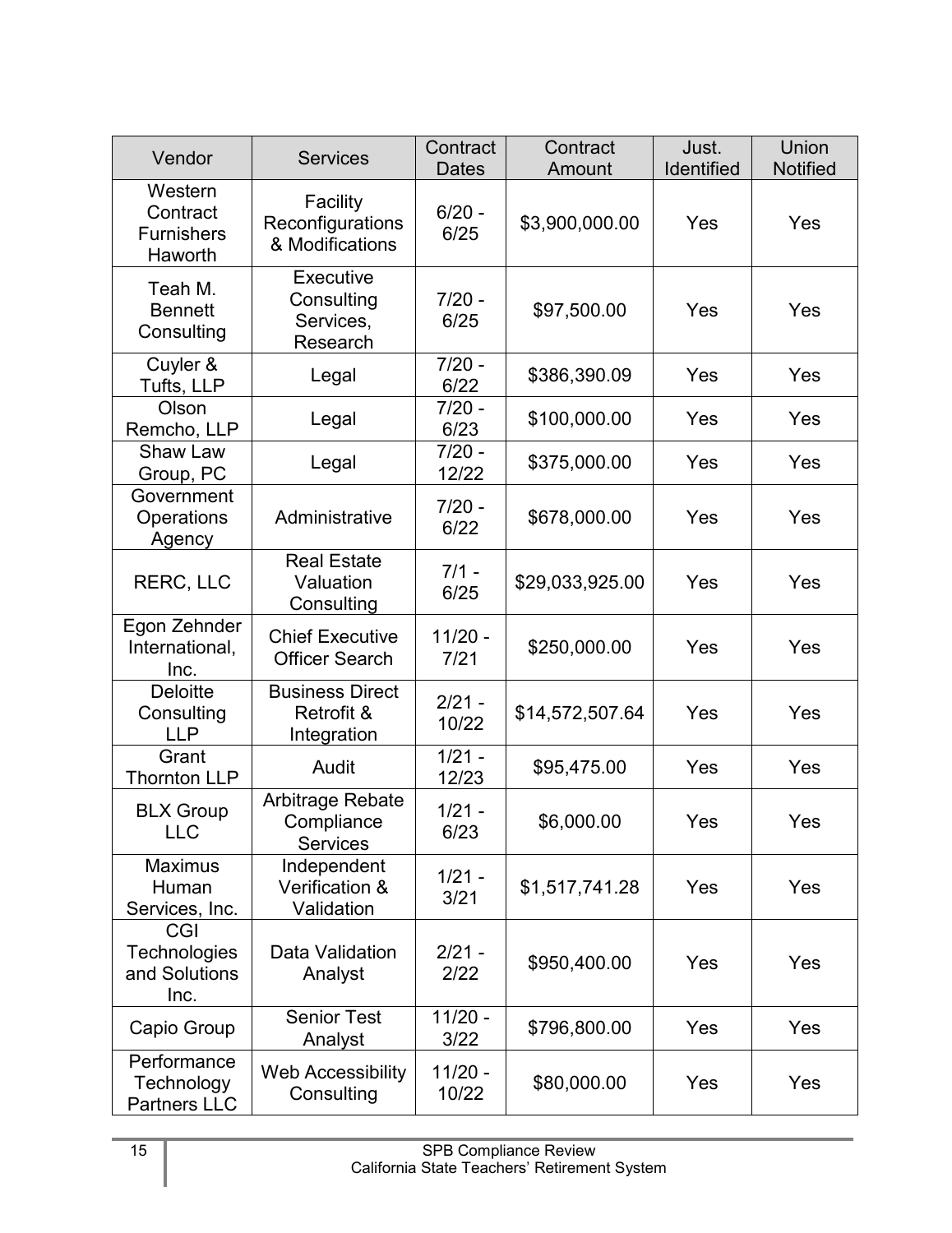| Vendor | Services | Contract Dates | Contract Amount | Just. Identified | Union Notified |
| --- | --- | --- | --- | --- | --- |
| Western Contract Furnishers Haworth | Facility Reconfigurations & Modifications | 6/20 - 6/25 | $3,900,000.00 | Yes | Yes |
| Teah M. Bennett Consulting | Executive Consulting Services, Research | 7/20 - 6/25 | $97,500.00 | Yes | Yes |
| Cuyler & Tufts, LLP | Legal | 7/20 - 6/22 | $386,390.09 | Yes | Yes |
| Olson Remcho, LLP | Legal | 7/20 - 6/23 | $100,000.00 | Yes | Yes |
| Shaw Law Group, PC | Legal | 7/20 - 12/22 | $375,000.00 | Yes | Yes |
| Government Operations Agency | Administrative | 7/20 - 6/22 | $678,000.00 | Yes | Yes |
| RERC, LLC | Real Estate Valuation Consulting | 7/1 - 6/25 | $29,033,925.00 | Yes | Yes |
| Egon Zehnder International, Inc. | Chief Executive Officer Search | 11/20 - 7/21 | $250,000.00 | Yes | Yes |
| Deloitte Consulting LLP | Business Direct Retrofit & Integration | 2/21 - 10/22 | $14,572,507.64 | Yes | Yes |
| Grant Thornton LLP | Audit | 1/21 - 12/23 | $95,475.00 | Yes | Yes |
| BLX Group LLC | Arbitrage Rebate Compliance Services | 1/21 - 6/23 | $6,000.00 | Yes | Yes |
| Maximus Human Services, Inc. | Independent Verification & Validation | 1/21 - 3/21 | $1,517,741.28 | Yes | Yes |
| CGI Technologies and Solutions Inc. | Data Validation Analyst | 2/21 - 2/22 | $950,400.00 | Yes | Yes |
| Capio Group | Senior Test Analyst | 11/20 - 3/22 | $796,800.00 | Yes | Yes |
| Performance Technology Partners LLC | Web Accessibility Consulting | 11/20 - 10/22 | $80,000.00 | Yes | Yes |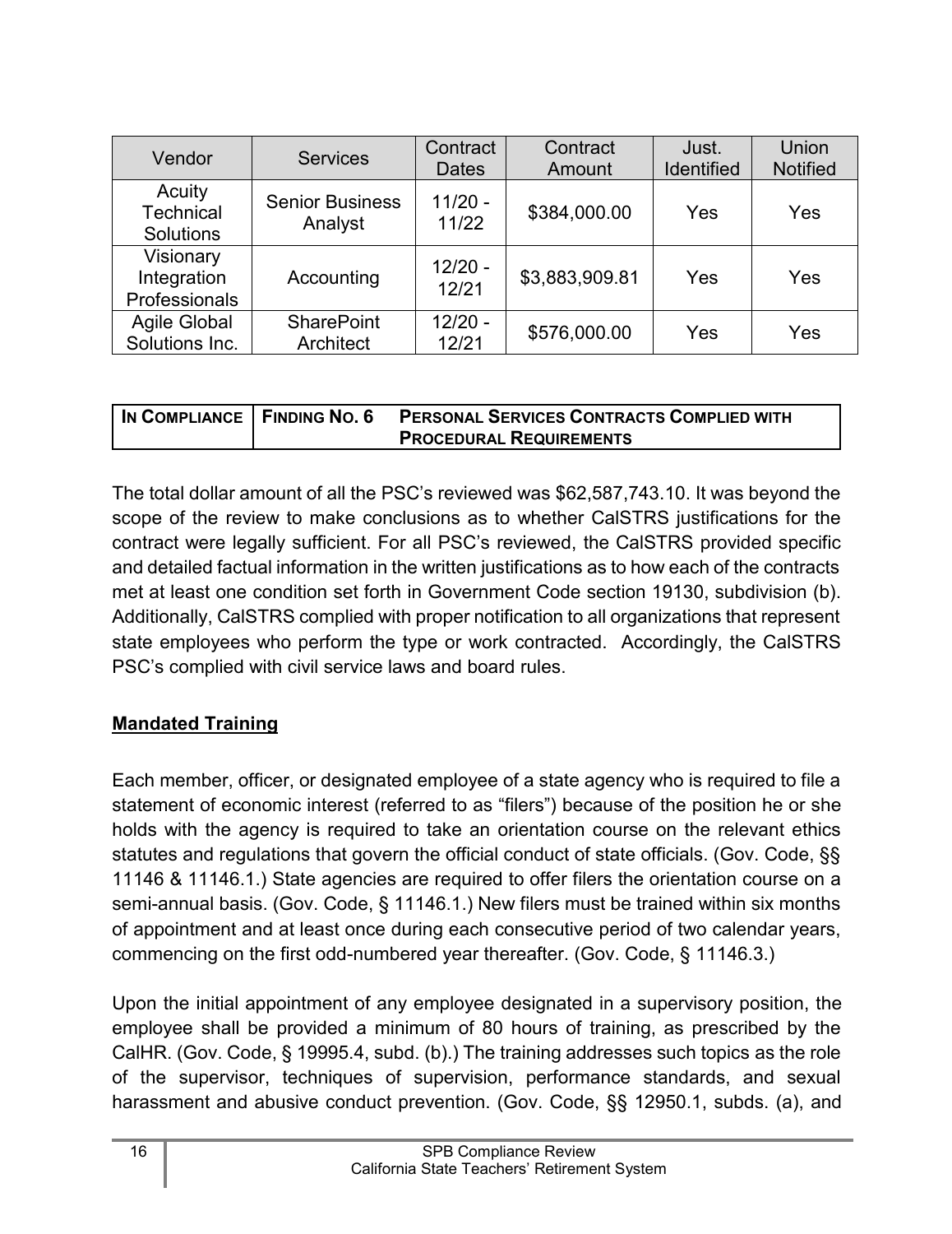| Vendor | Services | Contract Dates | Contract Amount | Just. Identified | Union Notified |
|---|---|---|---|---|---|
| Acuity Technical Solutions | Senior Business Analyst | 11/20 - 11/22 | $384,000.00 | Yes | Yes |
| Visionary Integration Professionals | Accounting | 12/20 - 12/21 | $3,883,909.81 | Yes | Yes |
| Agile Global Solutions Inc. | SharePoint Architect | 12/20 - 12/21 | $576,000.00 | Yes | Yes |

| IN COMPLIANCE | FINDING NO. 6 PERSONAL SERVICES CONTRACTS COMPLIED WITH PROCEDURAL REQUIREMENTS |
|---|---|

The total dollar amount of all the PSC's reviewed was $62,587,743.10. It was beyond the scope of the review to make conclusions as to whether CalSTRS justifications for the contract were legally sufficient. For all PSC's reviewed, the CalSTRS provided specific and detailed factual information in the written justifications as to how each of the contracts met at least one condition set forth in Government Code section 19130, subdivision (b). Additionally, CalSTRS complied with proper notification to all organizations that represent state employees who perform the type or work contracted. Accordingly, the CalSTRS PSC's complied with civil service laws and board rules.

**Mandated Training**

Each member, officer, or designated employee of a state agency who is required to file a statement of economic interest (referred to as "filers") because of the position he or she holds with the agency is required to take an orientation course on the relevant ethics statutes and regulations that govern the official conduct of state officials. (Gov. Code, §§ 11146 & 11146.1.) State agencies are required to offer filers the orientation course on a semi-annual basis. (Gov. Code, § 11146.1.) New filers must be trained within six months of appointment and at least once during each consecutive period of two calendar years, commencing on the first odd-numbered year thereafter. (Gov. Code, § 11146.3.)

Upon the initial appointment of any employee designated in a supervisory position, the employee shall be provided a minimum of 80 hours of training, as prescribed by the CalHR. (Gov. Code, § 19995.4, subd. (b).) The training addresses such topics as the role of the supervisor, techniques of supervision, performance standards, and sexual harassment and abusive conduct prevention. (Gov. Code, §§ 12950.1, subds. (a), and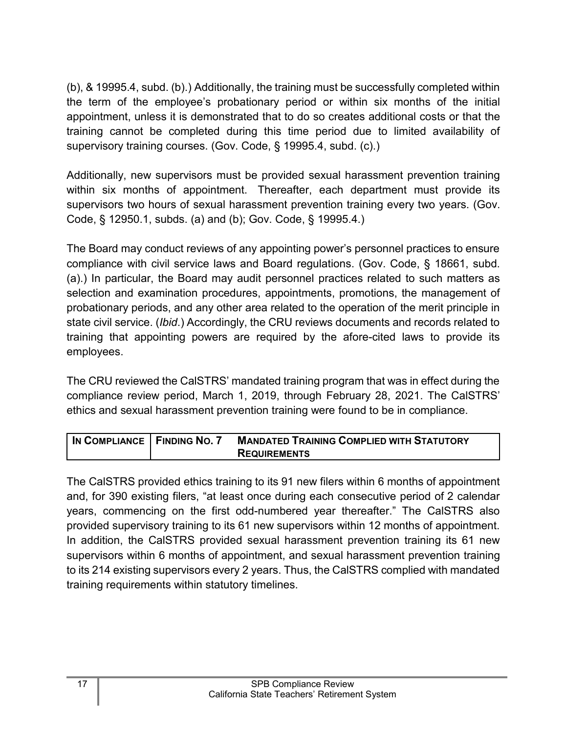(b), & 19995.4, subd. (b).) Additionally, the training must be successfully completed within the term of the employee's probationary period or within six months of the initial appointment, unless it is demonstrated that to do so creates additional costs or that the training cannot be completed during this time period due to limited availability of supervisory training courses. (Gov. Code, § 19995.4, subd. (c).)

Additionally, new supervisors must be provided sexual harassment prevention training within six months of appointment. Thereafter, each department must provide its supervisors two hours of sexual harassment prevention training every two years. (Gov. Code, § 12950.1, subds. (a) and (b); Gov. Code, § 19995.4.)

The Board may conduct reviews of any appointing power's personnel practices to ensure compliance with civil service laws and Board regulations. (Gov. Code, § 18661, subd. (a).) In particular, the Board may audit personnel practices related to such matters as selection and examination procedures, appointments, promotions, the management of probationary periods, and any other area related to the operation of the merit principle in state civil service. (*Ibid*.) Accordingly, the CRU reviews documents and records related to training that appointing powers are required by the afore-cited laws to provide its employees.

The CRU reviewed the CalSTRS' mandated training program that was in effect during the compliance review period, March 1, 2019, through February 28, 2021. The CalSTRS' ethics and sexual harassment prevention training were found to be in compliance.

| **IN COMPLIANCE** | **FINDING NO. 7** | **MANDATED TRAINING COMPLIED WITH STATUTORY REQUIREMENTS** |
|---|---|---|

The CalSTRS provided ethics training to its 91 new filers within 6 months of appointment and, for 390 existing filers, "at least once during each consecutive period of 2 calendar years, commencing on the first odd-numbered year thereafter." The CalSTRS also provided supervisory training to its 61 new supervisors within 12 months of appointment. In addition, the CalSTRS provided sexual harassment prevention training its 61 new supervisors within 6 months of appointment, and sexual harassment prevention training to its 214 existing supervisors every 2 years. Thus, the CalSTRS complied with mandated training requirements within statutory timelines.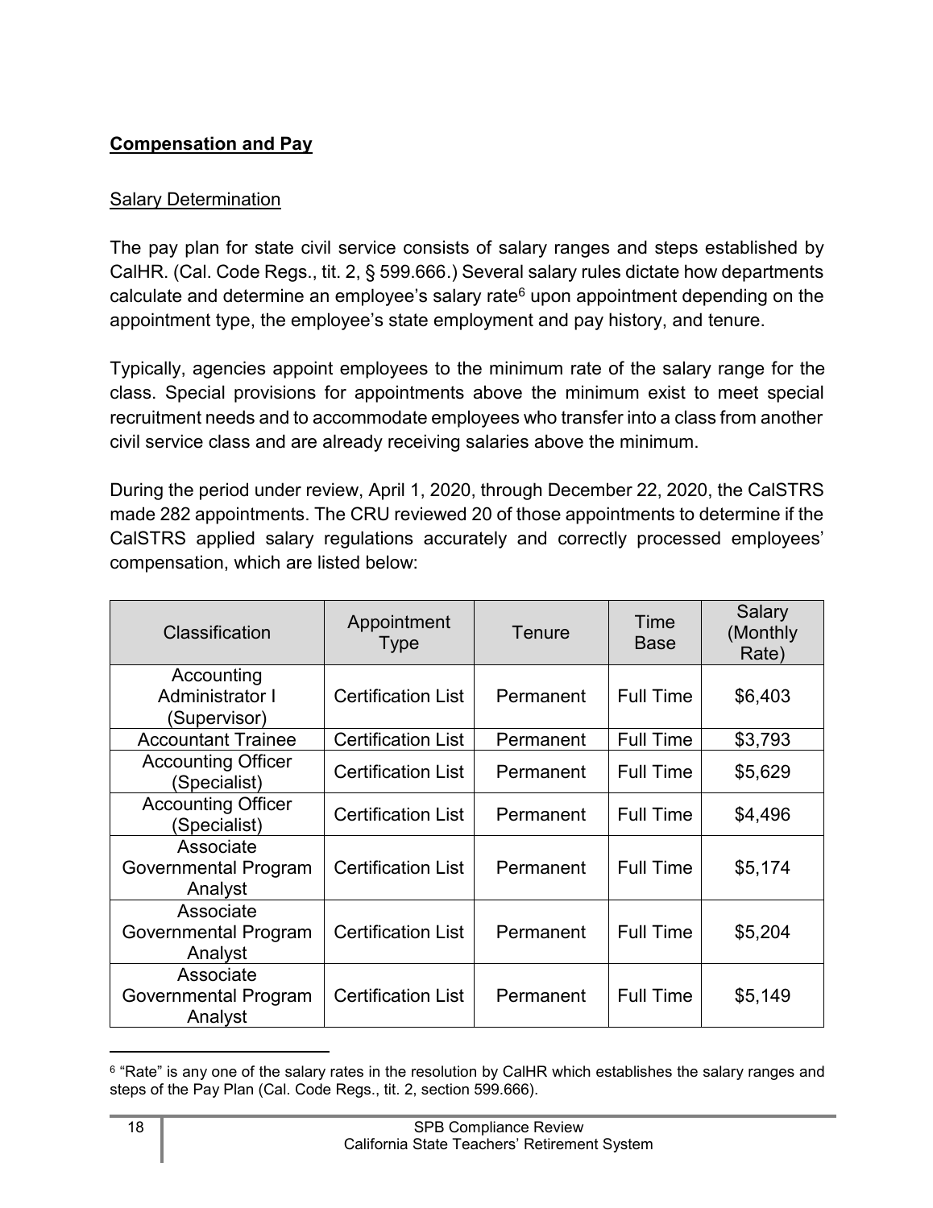**Compensation and Pay**

Salary Determination

The pay plan for state civil service consists of salary ranges and steps established by CalHR. (Cal. Code Regs., tit. 2, § 599.666.) Several salary rules dictate how departments calculate and determine an employee's salary rate[6] upon appointment depending on the appointment type, the employee's state employment and pay history, and tenure.

Typically, agencies appoint employees to the minimum rate of the salary range for the class. Special provisions for appointments above the minimum exist to meet special recruitment needs and to accommodate employees who transfer into a class from another civil service class and are already receiving salaries above the minimum.

During the period under review, April 1, 2020, through December 22, 2020, the CalSTRS made 282 appointments. The CRU reviewed 20 of those appointments to determine if the CalSTRS applied salary regulations accurately and correctly processed employees' compensation, which are listed below:

| Classification | Appointment Type | Tenure | Time Base | Salary (Monthly Rate) |
|---|---|---|---|---|
| Accounting Administrator I (Supervisor) | Certification List | Permanent | Full Time | $6,403 |
| Accountant Trainee | Certification List | Permanent | Full Time | $3,793 |
| Accounting Officer (Specialist) | Certification List | Permanent | Full Time | $5,629 |
| Accounting Officer (Specialist) | Certification List | Permanent | Full Time | $4,496 |
| Associate Governmental Program Analyst | Certification List | Permanent | Full Time | $5,174 |
| Associate Governmental Program Analyst | Certification List | Permanent | Full Time | $5,204 |
| Associate Governmental Program Analyst | Certification List | Permanent | Full Time | $5,149 |

[6] "Rate" is any one of the salary rates in the resolution by CalHR which establishes the salary ranges and steps of the Pay Plan (Cal. Code Regs., tit. 2, section 599.666).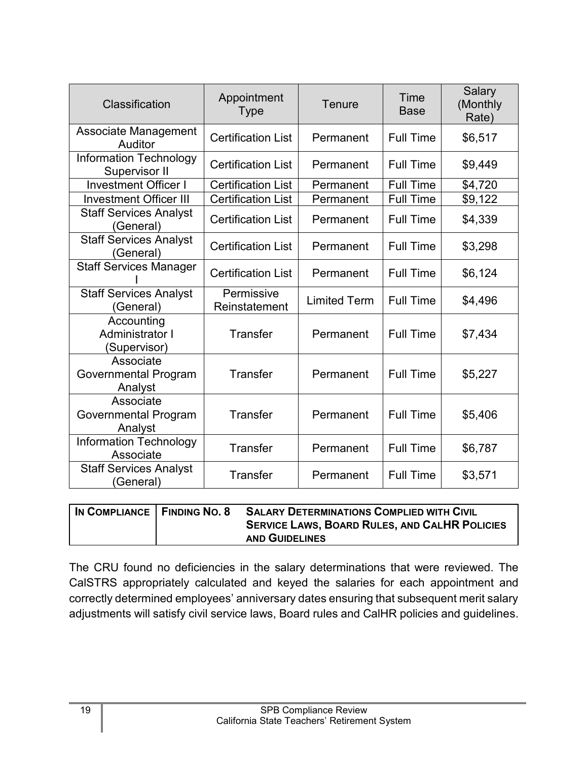| Classification | Appointment Type | Tenure | Time Base | Salary (Monthly Rate) |
|---|---|---|---|---|
| Associate Management Auditor | Certification List | Permanent | Full Time | $6,517 |
| Information Technology Supervisor II | Certification List | Permanent | Full Time | $9,449 |
| Investment Officer I | Certification List | Permanent | Full Time | $4,720 |
| Investment Officer III | Certification List | Permanent | Full Time | $9,122 |
| Staff Services Analyst (General) | Certification List | Permanent | Full Time | $4,339 |
| Staff Services Analyst (General) | Certification List | Permanent | Full Time | $3,298 |
| Staff Services Manager I | Certification List | Permanent | Full Time | $6,124 |
| Staff Services Analyst (General) | Permissive Reinstatement | Limited Term | Full Time | $4,496 |
| Accounting Administrator I (Supervisor) | Transfer | Permanent | Full Time | $7,434 |
| Associate Governmental Program Analyst | Transfer | Permanent | Full Time | $5,227 |
| Associate Governmental Program Analyst | Transfer | Permanent | Full Time | $5,406 |
| Information Technology Associate | Transfer | Permanent | Full Time | $6,787 |
| Staff Services Analyst (General) | Transfer | Permanent | Full Time | $3,571 |

| **In Compliance** | **Finding No. 8** | **Salary Determinations Complied with Civil Service Laws, Board Rules, and CalHR Policies and Guidelines** |
|---|---|---|

The CRU found no deficiencies in the salary determinations that were reviewed. The CalSTRS appropriately calculated and keyed the salaries for each appointment and correctly determined employees' anniversary dates ensuring that subsequent merit salary adjustments will satisfy civil service laws, Board rules and CalHR policies and guidelines.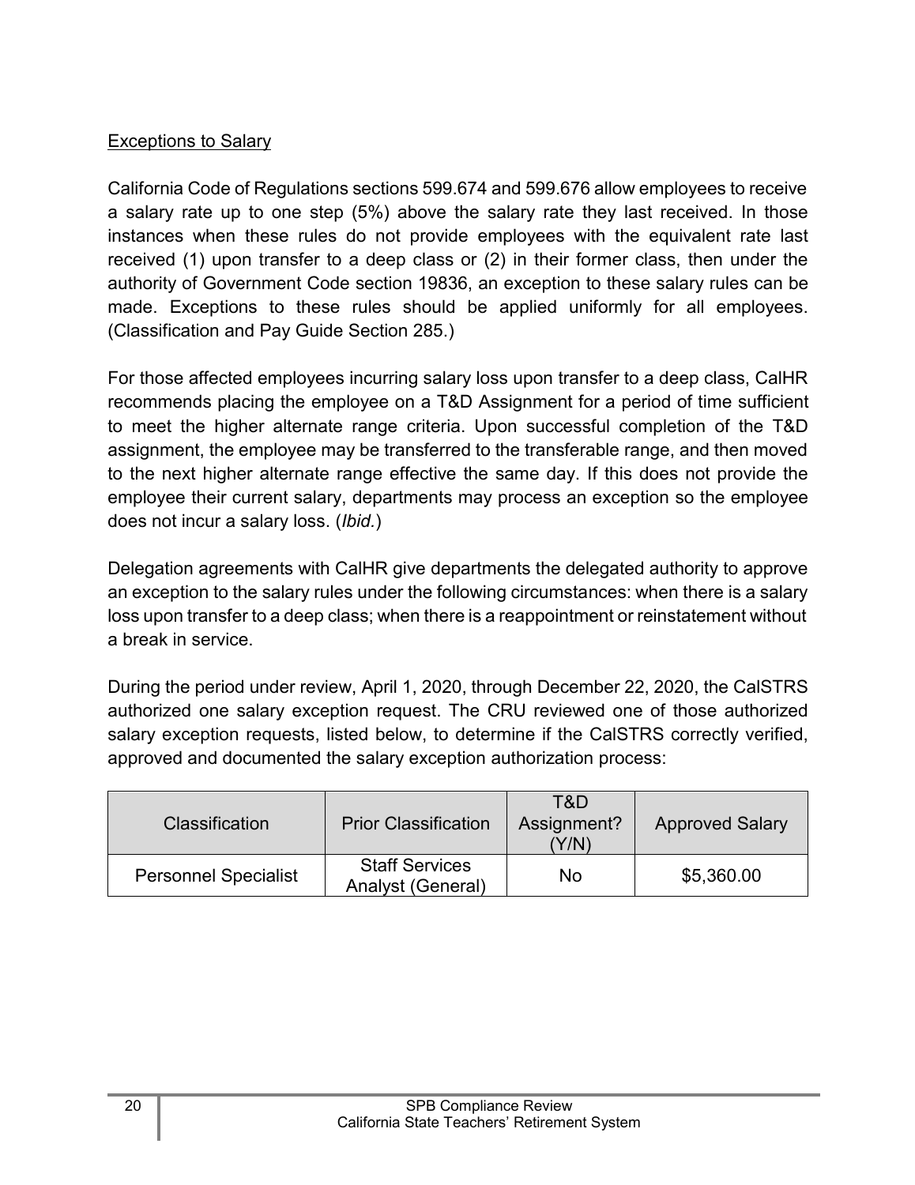Exceptions to Salary

California Code of Regulations sections 599.674 and 599.676 allow employees to receive a salary rate up to one step (5%) above the salary rate they last received. In those instances when these rules do not provide employees with the equivalent rate last received (1) upon transfer to a deep class or (2) in their former class, then under the authority of Government Code section 19836, an exception to these salary rules can be made. Exceptions to these rules should be applied uniformly for all employees. (Classification and Pay Guide Section 285.)

For those affected employees incurring salary loss upon transfer to a deep class, CalHR recommends placing the employee on a T&D Assignment for a period of time sufficient to meet the higher alternate range criteria. Upon successful completion of the T&D assignment, the employee may be transferred to the transferable range, and then moved to the next higher alternate range effective the same day. If this does not provide the employee their current salary, departments may process an exception so the employee does not incur a salary loss. (*Ibid.*)

Delegation agreements with CalHR give departments the delegated authority to approve an exception to the salary rules under the following circumstances: when there is a salary loss upon transfer to a deep class; when there is a reappointment or reinstatement without a break in service.

During the period under review, April 1, 2020, through December 22, 2020, the CalSTRS authorized one salary exception request. The CRU reviewed one of those authorized salary exception requests, listed below, to determine if the CalSTRS correctly verified, approved and documented the salary exception authorization process:

| Classification | Prior Classification | T&D Assignment? (Y/N) | Approved Salary |
|---|---|---|---|
| Personnel Specialist | Staff Services Analyst (General) | No | $5,360.00 |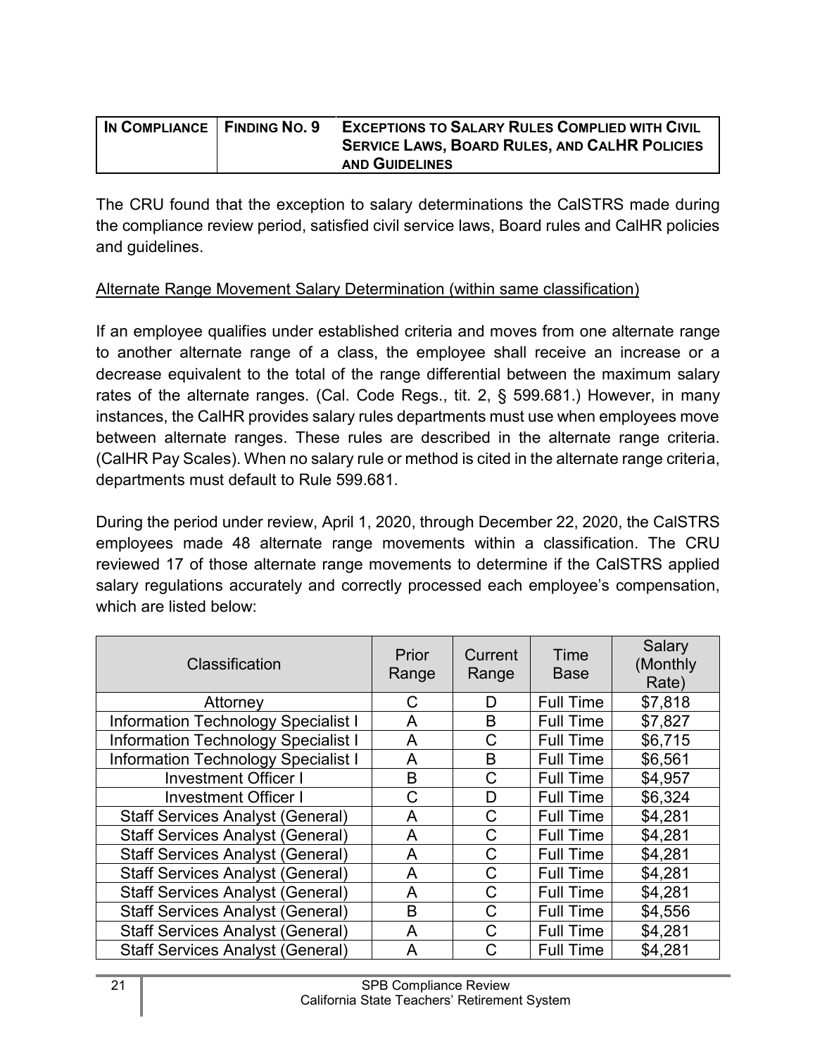| IN COMPLIANCE | FINDING NO. 9 | EXCEPTIONS TO SALARY RULES COMPLIED WITH CIVIL SERVICE LAWS, BOARD RULES, AND CALHR POLICIES AND GUIDELINES |
|---|---|---|

The CRU found that the exception to salary determinations the CalSTRS made during the compliance review period, satisfied civil service laws, Board rules and CalHR policies and guidelines.

Alternate Range Movement Salary Determination (within same classification)

If an employee qualifies under established criteria and moves from one alternate range to another alternate range of a class, the employee shall receive an increase or a decrease equivalent to the total of the range differential between the maximum salary rates of the alternate ranges. (Cal. Code Regs., tit. 2, § 599.681.) However, in many instances, the CalHR provides salary rules departments must use when employees move between alternate ranges. These rules are described in the alternate range criteria. (CalHR Pay Scales). When no salary rule or method is cited in the alternate range criteria, departments must default to Rule 599.681.

During the period under review, April 1, 2020, through December 22, 2020, the CalSTRS employees made 48 alternate range movements within a classification. The CRU reviewed 17 of those alternate range movements to determine if the CalSTRS applied salary regulations accurately and correctly processed each employee's compensation, which are listed below:

| Classification | Prior Range | Current Range | Time Base | Salary (Monthly Rate) |
|---|---|---|---|---|
| Attorney | C | D | Full Time | $7,818 |
| Information Technology Specialist I | A | B | Full Time | $7,827 |
| Information Technology Specialist I | A | C | Full Time | $6,715 |
| Information Technology Specialist I | A | B | Full Time | $6,561 |
| Investment Officer I | B | C | Full Time | $4,957 |
| Investment Officer I | C | D | Full Time | $6,324 |
| Staff Services Analyst (General) | A | C | Full Time | $4,281 |
| Staff Services Analyst (General) | A | C | Full Time | $4,281 |
| Staff Services Analyst (General) | A | C | Full Time | $4,281 |
| Staff Services Analyst (General) | A | C | Full Time | $4,281 |
| Staff Services Analyst (General) | A | C | Full Time | $4,281 |
| Staff Services Analyst (General) | B | C | Full Time | $4,556 |
| Staff Services Analyst (General) | A | C | Full Time | $4,281 |
| Staff Services Analyst (General) | A | C | Full Time | $4,281 |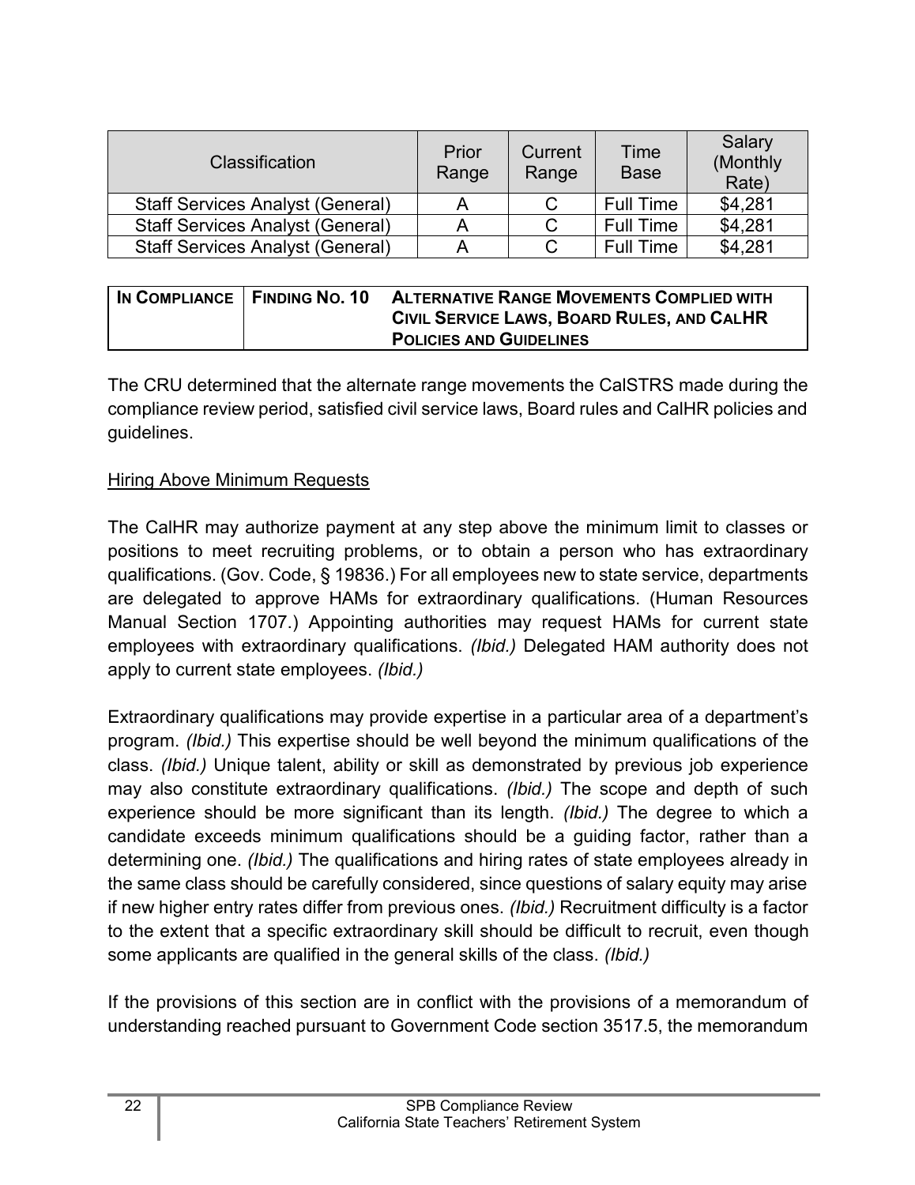| Classification | Prior Range | Current Range | Time Base | Salary (Monthly Rate) |
|---|---|---|---|---|
| Staff Services Analyst (General) | A | C | Full Time | $4,281 |
| Staff Services Analyst (General) | A | C | Full Time | $4,281 |
| Staff Services Analyst (General) | A | C | Full Time | $4,281 |

| IN COMPLIANCE | FINDING NO. 10 | ALTERNATIVE RANGE MOVEMENTS COMPLIED WITH CIVIL SERVICE LAWS, BOARD RULES, AND CALHR POLICIES AND GUIDELINES |
|---|---|---|

The CRU determined that the alternate range movements the CalSTRS made during the compliance review period, satisfied civil service laws, Board rules and CalHR policies and guidelines.

Hiring Above Minimum Requests

The CalHR may authorize payment at any step above the minimum limit to classes or positions to meet recruiting problems, or to obtain a person who has extraordinary qualifications. (Gov. Code, § 19836.) For all employees new to state service, departments are delegated to approve HAMs for extraordinary qualifications. (Human Resources Manual Section 1707.) Appointing authorities may request HAMs for current state employees with extraordinary qualifications. *(Ibid.)* Delegated HAM authority does not apply to current state employees. *(Ibid.)*

Extraordinary qualifications may provide expertise in a particular area of a department's program. *(Ibid.)* This expertise should be well beyond the minimum qualifications of the class. *(Ibid.)* Unique talent, ability or skill as demonstrated by previous job experience may also constitute extraordinary qualifications. *(Ibid.)* The scope and depth of such experience should be more significant than its length. *(Ibid.)* The degree to which a candidate exceeds minimum qualifications should be a guiding factor, rather than a determining one. *(Ibid.)* The qualifications and hiring rates of state employees already in the same class should be carefully considered, since questions of salary equity may arise if new higher entry rates differ from previous ones. *(Ibid.)* Recruitment difficulty is a factor to the extent that a specific extraordinary skill should be difficult to recruit, even though some applicants are qualified in the general skills of the class. *(Ibid.)*

If the provisions of this section are in conflict with the provisions of a memorandum of understanding reached pursuant to Government Code section 3517.5, the memorandum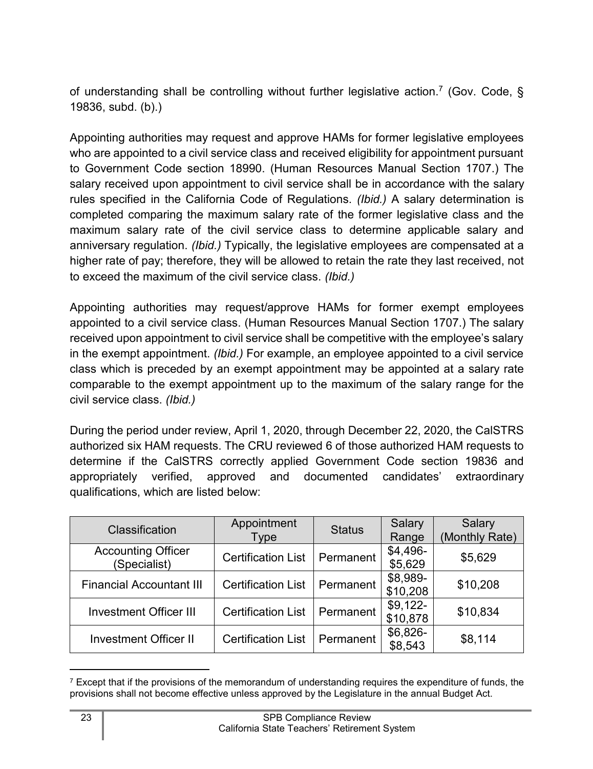of understanding shall be controlling without further legislative action.[7] (Gov. Code, § 19836, subd. (b).)

Appointing authorities may request and approve HAMs for former legislative employees who are appointed to a civil service class and received eligibility for appointment pursuant to Government Code section 18990. (Human Resources Manual Section 1707.) The salary received upon appointment to civil service shall be in accordance with the salary rules specified in the California Code of Regulations. *(Ibid.)* A salary determination is completed comparing the maximum salary rate of the former legislative class and the maximum salary rate of the civil service class to determine applicable salary and anniversary regulation. *(Ibid.)* Typically, the legislative employees are compensated at a higher rate of pay; therefore, they will be allowed to retain the rate they last received, not to exceed the maximum of the civil service class. *(Ibid.)*

Appointing authorities may request/approve HAMs for former exempt employees appointed to a civil service class. (Human Resources Manual Section 1707.) The salary received upon appointment to civil service shall be competitive with the employee's salary in the exempt appointment. *(Ibid.)* For example, an employee appointed to a civil service class which is preceded by an exempt appointment may be appointed at a salary rate comparable to the exempt appointment up to the maximum of the salary range for the civil service class. *(Ibid.)*

During the period under review, April 1, 2020, through December 22, 2020, the CalSTRS authorized six HAM requests. The CRU reviewed 6 of those authorized HAM requests to determine if the CalSTRS correctly applied Government Code section 19836 and appropriately verified, approved and documented candidates' extraordinary qualifications, which are listed below:

| Classification | Appointment Type | Status | Salary Range | Salary (Monthly Rate) |
|---|---|---|---|---|
| Accounting Officer (Specialist) | Certification List | Permanent | $4,496-$5,629 | $5,629 |
| Financial Accountant III | Certification List | Permanent | $8,989-$10,208 | $10,208 |
| Investment Officer III | Certification List | Permanent | $9,122-$10,878 | $10,834 |
| Investment Officer II | Certification List | Permanent | $6,826-$8,543 | $8,114 |

[7] Except that if the provisions of the memorandum of understanding requires the expenditure of funds, the provisions shall not become effective unless approved by the Legislature in the annual Budget Act.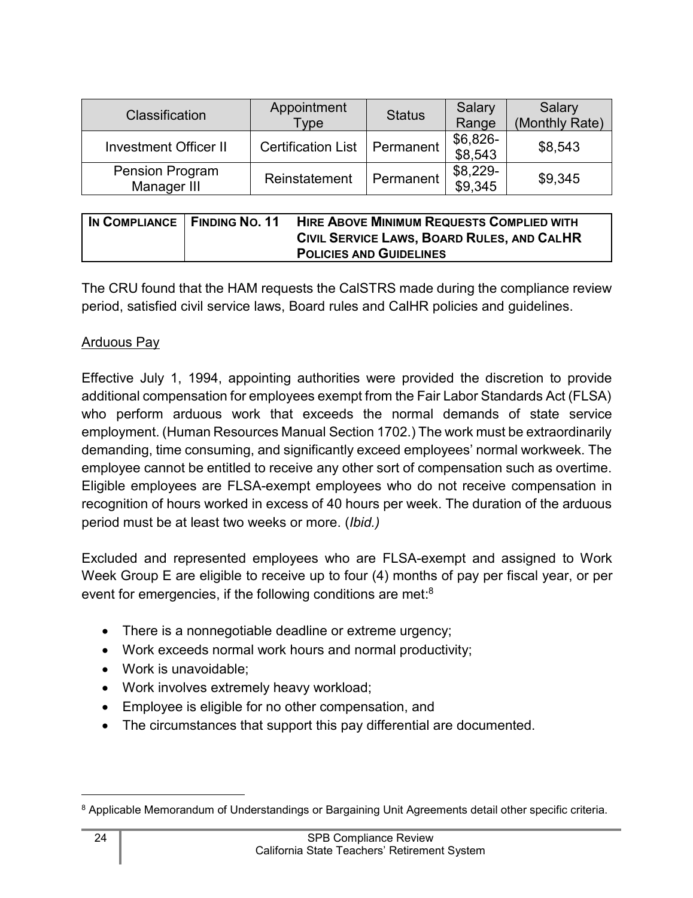| Classification | Appointment Type | Status | Salary Range | Salary (Monthly Rate) |
|---|---|---|---|---|
| Investment Officer II | Certification List | Permanent | $6,826-$8,543 | $8,543 |
| Pension Program Manager III | Reinstatement | Permanent | $8,229-$9,345 | $9,345 |

| IN COMPLIANCE | FINDING NO. 11 | HIRE ABOVE MINIMUM REQUESTS COMPLIED WITH CIVIL SERVICE LAWS, BOARD RULES, AND CALHR POLICIES AND GUIDELINES |
|---|---|---|

The CRU found that the HAM requests the CalSTRS made during the compliance review period, satisfied civil service laws, Board rules and CalHR policies and guidelines.

Arduous Pay

Effective July 1, 1994, appointing authorities were provided the discretion to provide additional compensation for employees exempt from the Fair Labor Standards Act (FLSA) who perform arduous work that exceeds the normal demands of state service employment. (Human Resources Manual Section 1702.) The work must be extraordinarily demanding, time consuming, and significantly exceed employees' normal workweek. The employee cannot be entitled to receive any other sort of compensation such as overtime. Eligible employees are FLSA-exempt employees who do not receive compensation in recognition of hours worked in excess of 40 hours per week. The duration of the arduous period must be at least two weeks or more. (*Ibid.)*

Excluded and represented employees who are FLSA-exempt and assigned to Work Week Group E are eligible to receive up to four (4) months of pay per fiscal year, or per event for emergencies, if the following conditions are met:[8]

- There is a nonnegotiable deadline or extreme urgency;
- Work exceeds normal work hours and normal productivity;
- Work is unavoidable;
- Work involves extremely heavy workload;
- Employee is eligible for no other compensation, and
- The circumstances that support this pay differential are documented.

[8] Applicable Memorandum of Understandings or Bargaining Unit Agreements detail other specific criteria.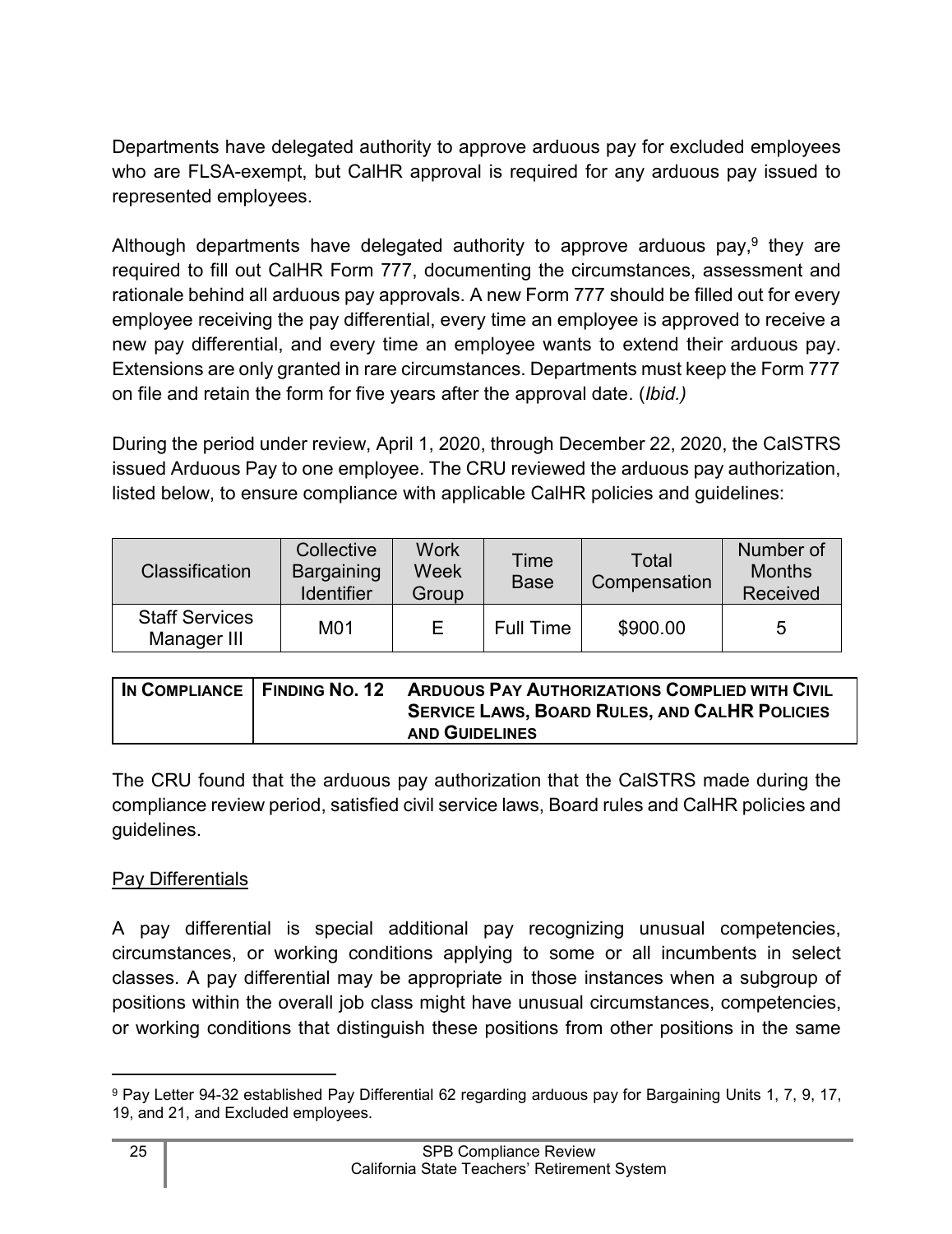Departments have delegated authority to approve arduous pay for excluded employees who are FLSA-exempt, but CalHR approval is required for any arduous pay issued to represented employees.

Although departments have delegated authority to approve arduous pay,[9] they are required to fill out CalHR Form 777, documenting the circumstances, assessment and rationale behind all arduous pay approvals. A new Form 777 should be filled out for every employee receiving the pay differential, every time an employee is approved to receive a new pay differential, and every time an employee wants to extend their arduous pay. Extensions are only granted in rare circumstances. Departments must keep the Form 777 on file and retain the form for five years after the approval date. (*Ibid.)*

During the period under review, April 1, 2020, through December 22, 2020, the CalSTRS issued Arduous Pay to one employee. The CRU reviewed the arduous pay authorization, listed below, to ensure compliance with applicable CalHR policies and guidelines:

| Classification | Collective Bargaining Identifier | Work Week Group | Time Base | Total Compensation | Number of Months Received |
|---|---|---|---|---|---|
| Staff Services Manager III | M01 | E | Full Time | $900.00 | 5 |

| IN COMPLIANCE | FINDING NO. 12 | ARDUOUS PAY AUTHORIZATIONS COMPLIED WITH CIVIL SERVICE LAWS, BOARD RULES, AND CALHR POLICIES AND GUIDELINES |
|---|---|---|

The CRU found that the arduous pay authorization that the CalSTRS made during the compliance review period, satisfied civil service laws, Board rules and CalHR policies and guidelines.

<u>Pay Differentials</u>

A pay differential is special additional pay recognizing unusual competencies, circumstances, or working conditions applying to some or all incumbents in select classes. A pay differential may be appropriate in those instances when a subgroup of positions within the overall job class might have unusual circumstances, competencies, or working conditions that distinguish these positions from other positions in the same

[9] Pay Letter 94-32 established Pay Differential 62 regarding arduous pay for Bargaining Units 1, 7, 9, 17, 19, and 21, and Excluded employees.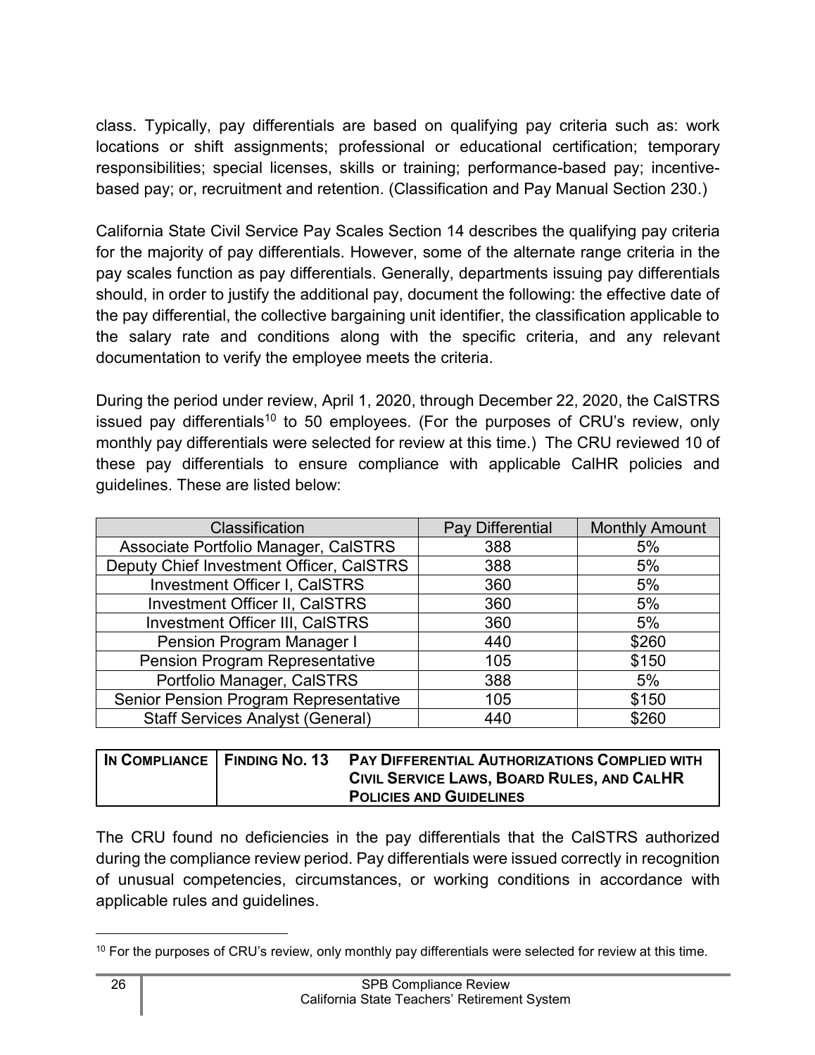class. Typically, pay differentials are based on qualifying pay criteria such as: work locations or shift assignments; professional or educational certification; temporary responsibilities; special licenses, skills or training; performance-based pay; incentive-based pay; or, recruitment and retention. (Classification and Pay Manual Section 230.)

California State Civil Service Pay Scales Section 14 describes the qualifying pay criteria for the majority of pay differentials. However, some of the alternate range criteria in the pay scales function as pay differentials. Generally, departments issuing pay differentials should, in order to justify the additional pay, document the following: the effective date of the pay differential, the collective bargaining unit identifier, the classification applicable to the salary rate and conditions along with the specific criteria, and any relevant documentation to verify the employee meets the criteria.

During the period under review, April 1, 2020, through December 22, 2020, the CalSTRS issued pay differentials[10] to 50 employees. (For the purposes of CRU's review, only monthly pay differentials were selected for review at this time.) The CRU reviewed 10 of these pay differentials to ensure compliance with applicable CalHR policies and guidelines. These are listed below:

| Classification | Pay Differential | Monthly Amount |
|---|---|---|
| Associate Portfolio Manager, CalSTRS | 388 | 5% |
| Deputy Chief Investment Officer, CalSTRS | 388 | 5% |
| Investment Officer I, CalSTRS | 360 | 5% |
| Investment Officer II, CalSTRS | 360 | 5% |
| Investment Officer III, CalSTRS | 360 | 5% |
| Pension Program Manager I | 440 | $260 |
| Pension Program Representative | 105 | $150 |
| Portfolio Manager, CalSTRS | 388 | 5% |
| Senior Pension Program Representative | 105 | $150 |
| Staff Services Analyst (General) | 440 | $260 |

| IN COMPLIANCE | FINDING NO. 13 | PAY DIFFERENTIAL AUTHORIZATIONS COMPLIED WITH CIVIL SERVICE LAWS, BOARD RULES, AND CALHR POLICIES AND GUIDELINES |
|---|---|---|

The CRU found no deficiencies in the pay differentials that the CalSTRS authorized during the compliance review period. Pay differentials were issued correctly in recognition of unusual competencies, circumstances, or working conditions in accordance with applicable rules and guidelines.

[10] For the purposes of CRU's review, only monthly pay differentials were selected for review at this time.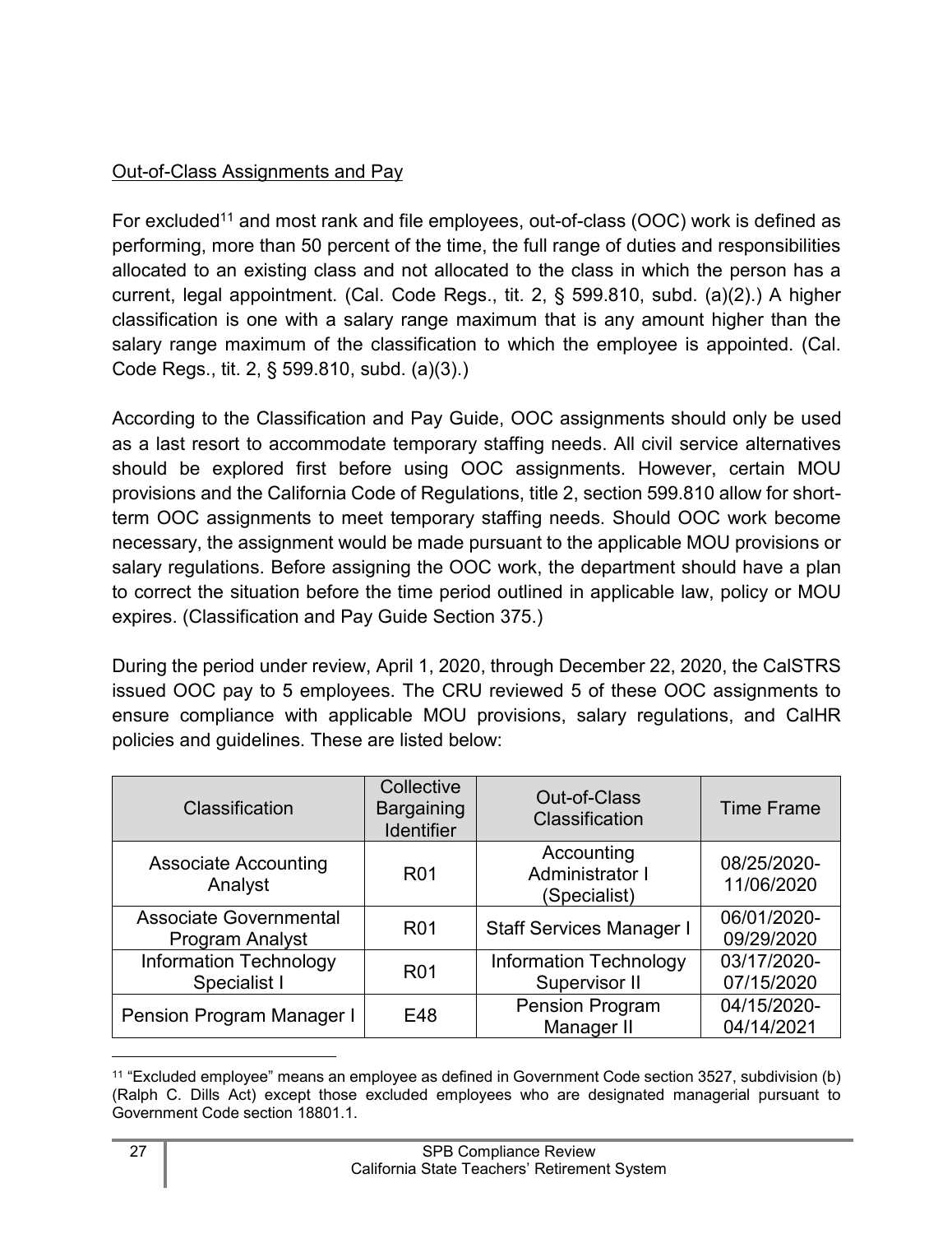Out-of-Class Assignments and Pay

For excluded[11] and most rank and file employees, out-of-class (OOC) work is defined as performing, more than 50 percent of the time, the full range of duties and responsibilities allocated to an existing class and not allocated to the class in which the person has a current, legal appointment. (Cal. Code Regs., tit. 2, § 599.810, subd. (a)(2).) A higher classification is one with a salary range maximum that is any amount higher than the salary range maximum of the classification to which the employee is appointed. (Cal. Code Regs., tit. 2, § 599.810, subd. (a)(3).)

According to the Classification and Pay Guide, OOC assignments should only be used as a last resort to accommodate temporary staffing needs. All civil service alternatives should be explored first before using OOC assignments. However, certain MOU provisions and the California Code of Regulations, title 2, section 599.810 allow for short-term OOC assignments to meet temporary staffing needs. Should OOC work become necessary, the assignment would be made pursuant to the applicable MOU provisions or salary regulations. Before assigning the OOC work, the department should have a plan to correct the situation before the time period outlined in applicable law, policy or MOU expires. (Classification and Pay Guide Section 375.)

During the period under review, April 1, 2020, through December 22, 2020, the CalSTRS issued OOC pay to 5 employees. The CRU reviewed 5 of these OOC assignments to ensure compliance with applicable MOU provisions, salary regulations, and CalHR policies and guidelines. These are listed below:

| Classification | Collective Bargaining Identifier | Out-of-Class Classification | Time Frame |
|---|---|---|---|
| Associate Accounting Analyst | R01 | Accounting Administrator I (Specialist) | 08/25/2020-11/06/2020 |
| Associate Governmental Program Analyst | R01 | Staff Services Manager I | 06/01/2020-09/29/2020 |
| Information Technology Specialist I | R01 | Information Technology Supervisor II | 03/17/2020-07/15/2020 |
| Pension Program Manager I | E48 | Pension Program Manager II | 04/15/2020-04/14/2021 |

[11] "Excluded employee" means an employee as defined in Government Code section 3527, subdivision (b) (Ralph C. Dills Act) except those excluded employees who are designated managerial pursuant to Government Code section 18801.1.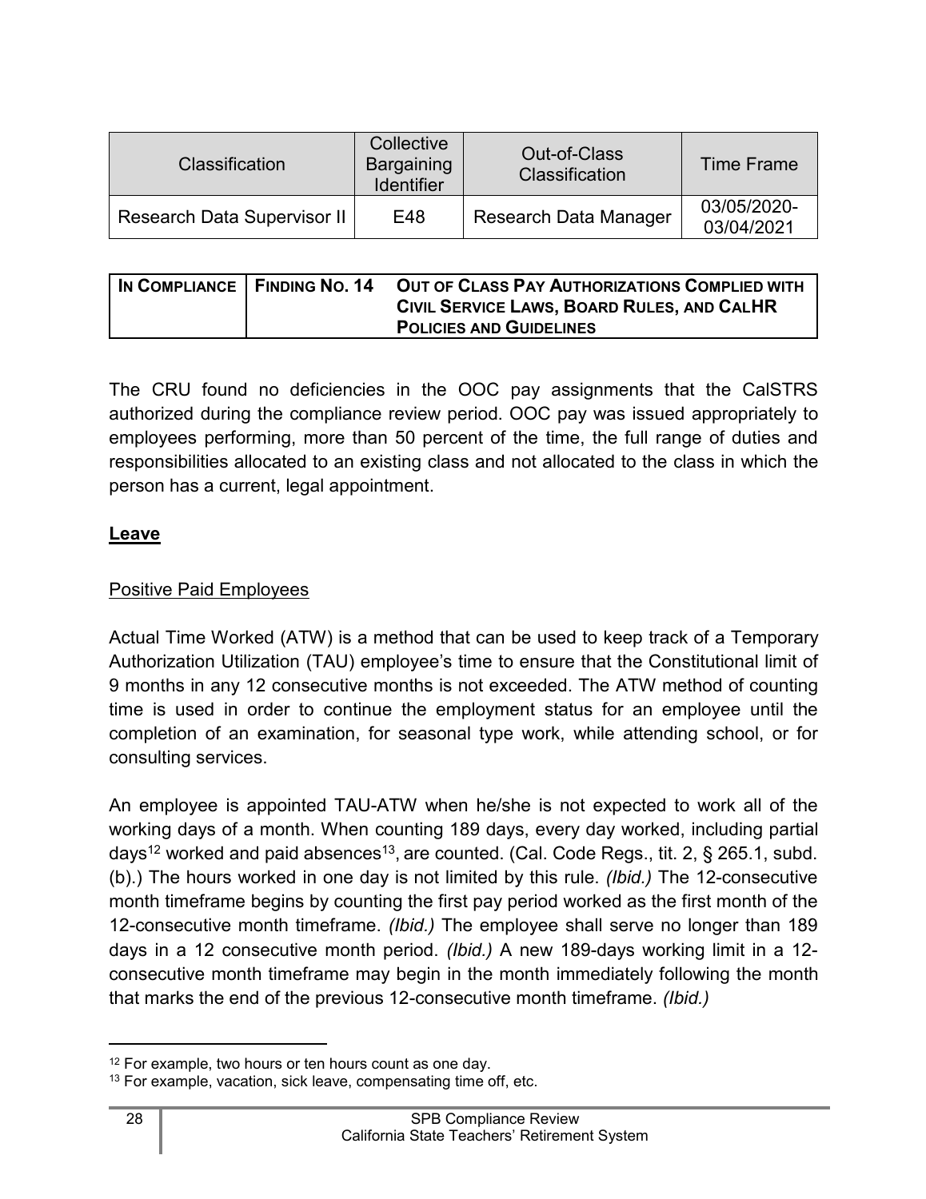| Classification | Collective Bargaining Identifier | Out-of-Class Classification | Time Frame |
| --- | --- | --- | --- |
| Research Data Supervisor II | E48 | Research Data Manager | 03/05/2020-03/04/2021 |

| IN COMPLIANCE | FINDING NO. 14 | OUT OF CLASS PAY AUTHORIZATIONS COMPLIED WITH CIVIL SERVICE LAWS, BOARD RULES, AND CALHR POLICIES AND GUIDELINES |
| --- | --- | --- |

The CRU found no deficiencies in the OOC pay assignments that the CalSTRS authorized during the compliance review period. OOC pay was issued appropriately to employees performing, more than 50 percent of the time, the full range of duties and responsibilities allocated to an existing class and not allocated to the class in which the person has a current, legal appointment.

**Leave**

Positive Paid Employees

Actual Time Worked (ATW) is a method that can be used to keep track of a Temporary Authorization Utilization (TAU) employee's time to ensure that the Constitutional limit of 9 months in any 12 consecutive months is not exceeded. The ATW method of counting time is used in order to continue the employment status for an employee until the completion of an examination, for seasonal type work, while attending school, or for consulting services.

An employee is appointed TAU-ATW when he/she is not expected to work all of the working days of a month. When counting 189 days, every day worked, including partial days[12] worked and paid absences[13], are counted. (Cal. Code Regs., tit. 2, § 265.1, subd. (b).) The hours worked in one day is not limited by this rule. *(Ibid.)* The 12-consecutive month timeframe begins by counting the first pay period worked as the first month of the 12-consecutive month timeframe. *(Ibid.)* The employee shall serve no longer than 189 days in a 12 consecutive month period. *(Ibid.)* A new 189-days working limit in a 12-consecutive month timeframe may begin in the month immediately following the month that marks the end of the previous 12-consecutive month timeframe. *(Ibid.)*

[12] For example, two hours or ten hours count as one day.

[13] For example, vacation, sick leave, compensating time off, etc.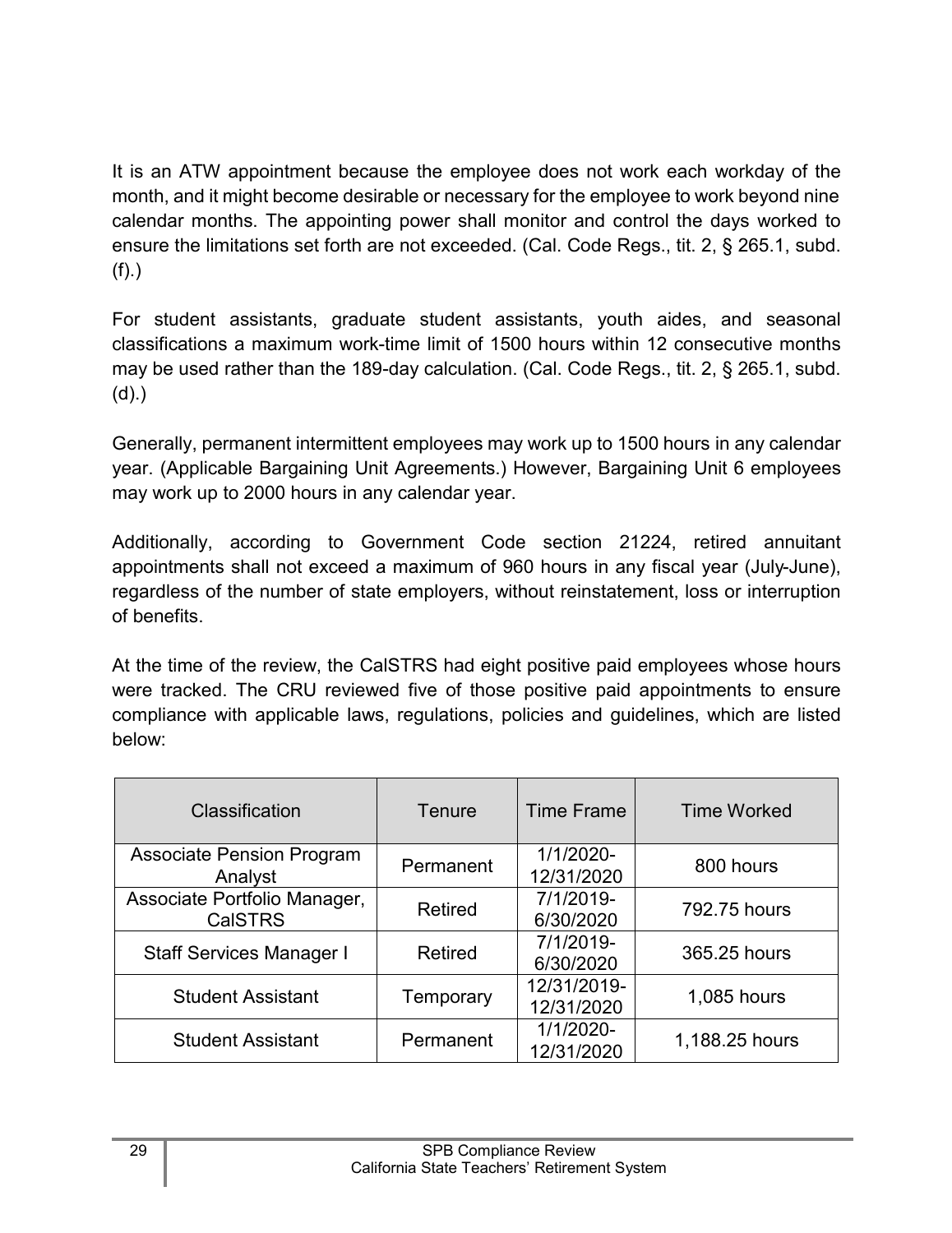It is an ATW appointment because the employee does not work each workday of the month, and it might become desirable or necessary for the employee to work beyond nine calendar months. The appointing power shall monitor and control the days worked to ensure the limitations set forth are not exceeded. (Cal. Code Regs., tit. 2, § 265.1, subd. (f).)

For student assistants, graduate student assistants, youth aides, and seasonal classifications a maximum work-time limit of 1500 hours within 12 consecutive months may be used rather than the 189-day calculation. (Cal. Code Regs., tit. 2, § 265.1, subd. (d).)

Generally, permanent intermittent employees may work up to 1500 hours in any calendar year. (Applicable Bargaining Unit Agreements.) However, Bargaining Unit 6 employees may work up to 2000 hours in any calendar year.

Additionally, according to Government Code section 21224, retired annuitant appointments shall not exceed a maximum of 960 hours in any fiscal year (July-June), regardless of the number of state employers, without reinstatement, loss or interruption of benefits.

At the time of the review, the CalSTRS had eight positive paid employees whose hours were tracked. The CRU reviewed five of those positive paid appointments to ensure compliance with applicable laws, regulations, policies and guidelines, which are listed below:

| Classification | Tenure | Time Frame | Time Worked |
|---|---|---|---|
| Associate Pension Program Analyst | Permanent | 1/1/2020-12/31/2020 | 800 hours |
| Associate Portfolio Manager, CalSTRS | Retired | 7/1/2019-6/30/2020 | 792.75 hours |
| Staff Services Manager I | Retired | 7/1/2019-6/30/2020 | 365.25 hours |
| Student Assistant | Temporary | 12/31/2019-12/31/2020 | 1,085 hours |
| Student Assistant | Permanent | 1/1/2020-12/31/2020 | 1,188.25 hours |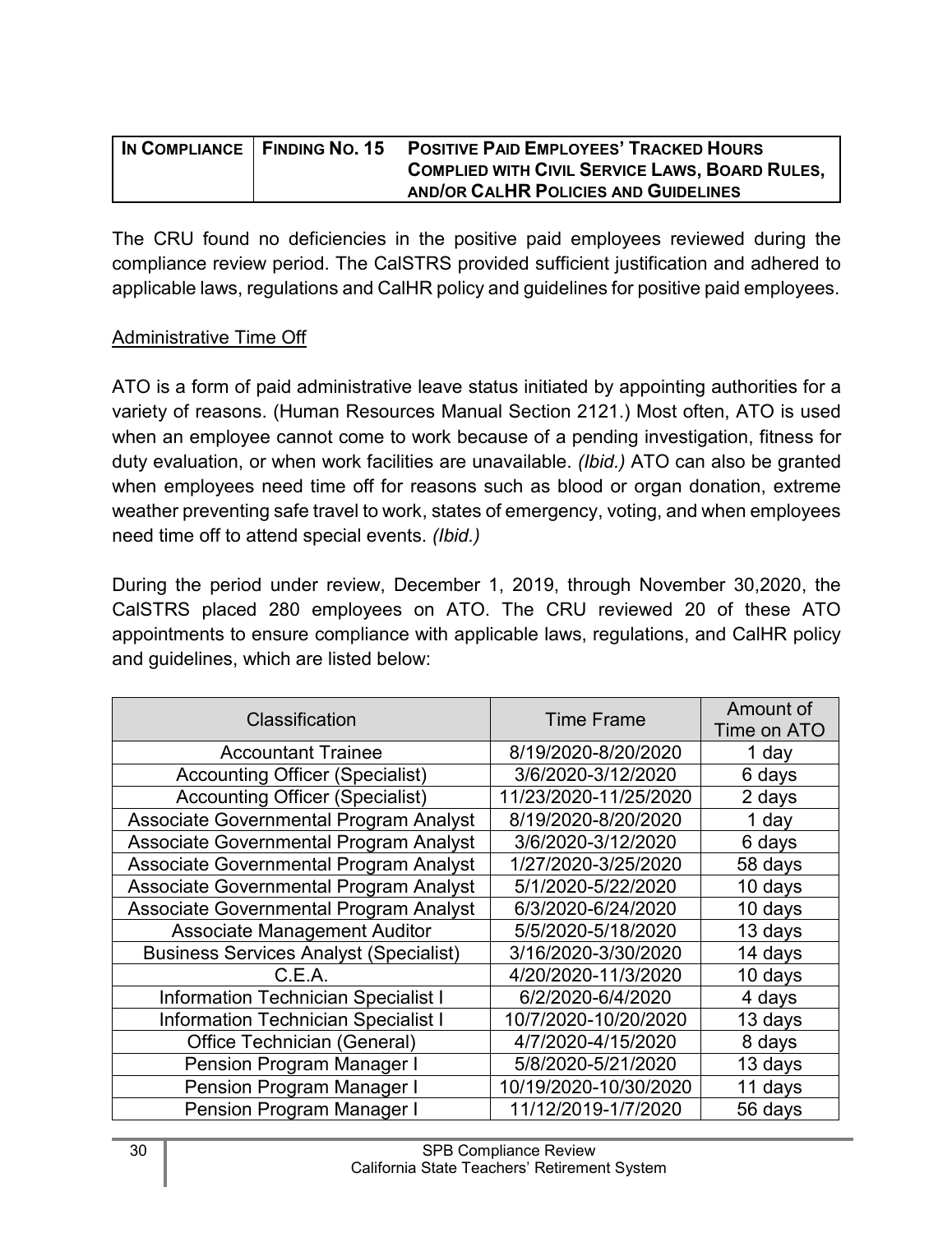| IN COMPLIANCE | FINDING NO. 15 | POSITIVE PAID EMPLOYEES' TRACKED HOURS COMPLIED WITH CIVIL SERVICE LAWS, BOARD RULES, AND/OR CALHR POLICIES AND GUIDELINES |
|---|---|---|

The CRU found no deficiencies in the positive paid employees reviewed during the compliance review period. The CalSTRS provided sufficient justification and adhered to applicable laws, regulations and CalHR policy and guidelines for positive paid employees.

<u>Administrative Time Off</u>

ATO is a form of paid administrative leave status initiated by appointing authorities for a variety of reasons. (Human Resources Manual Section 2121.) Most often, ATO is used when an employee cannot come to work because of a pending investigation, fitness for duty evaluation, or when work facilities are unavailable. *(Ibid.)* ATO can also be granted when employees need time off for reasons such as blood or organ donation, extreme weather preventing safe travel to work, states of emergency, voting, and when employees need time off to attend special events. *(Ibid.)*

During the period under review, December 1, 2019, through November 30,2020, the CalSTRS placed 280 employees on ATO. The CRU reviewed 20 of these ATO appointments to ensure compliance with applicable laws, regulations, and CalHR policy and guidelines, which are listed below:

| Classification | Time Frame | Amount of Time on ATO |
|---|---|---|
| Accountant Trainee | 8/19/2020-8/20/2020 | 1 day |
| Accounting Officer (Specialist) | 3/6/2020-3/12/2020 | 6 days |
| Accounting Officer (Specialist) | 11/23/2020-11/25/2020 | 2 days |
| Associate Governmental Program Analyst | 8/19/2020-8/20/2020 | 1 day |
| Associate Governmental Program Analyst | 3/6/2020-3/12/2020 | 6 days |
| Associate Governmental Program Analyst | 1/27/2020-3/25/2020 | 58 days |
| Associate Governmental Program Analyst | 5/1/2020-5/22/2020 | 10 days |
| Associate Governmental Program Analyst | 6/3/2020-6/24/2020 | 10 days |
| Associate Management Auditor | 5/5/2020-5/18/2020 | 13 days |
| Business Services Analyst (Specialist) | 3/16/2020-3/30/2020 | 14 days |
| C.E.A. | 4/20/2020-11/3/2020 | 10 days |
| Information Technician Specialist I | 6/2/2020-6/4/2020 | 4 days |
| Information Technician Specialist I | 10/7/2020-10/20/2020 | 13 days |
| Office Technician (General) | 4/7/2020-4/15/2020 | 8 days |
| Pension Program Manager I | 5/8/2020-5/21/2020 | 13 days |
| Pension Program Manager I | 10/19/2020-10/30/2020 | 11 days |
| Pension Program Manager I | 11/12/2019-1/7/2020 | 56 days |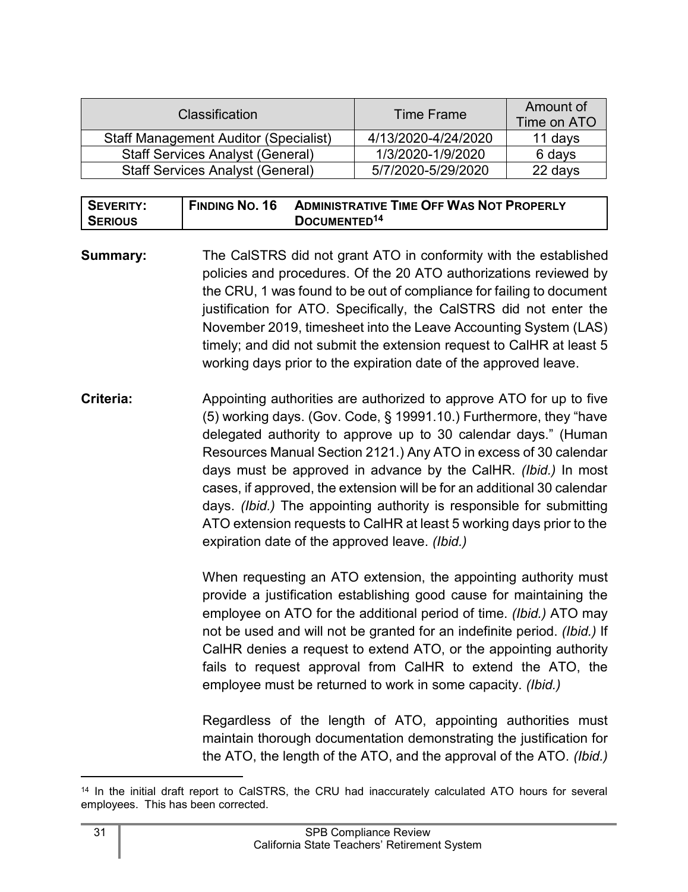| Classification | Time Frame | Amount of Time on ATO |
|---|---|---|
| Staff Management Auditor (Specialist) | 4/13/2020-4/24/2020 | 11 days |
| Staff Services Analyst (General) | 1/3/2020-1/9/2020 | 6 days |
| Staff Services Analyst (General) | 5/7/2020-5/29/2020 | 22 days |

| SEVERITY: SERIOUS | FINDING NO. 16 | ADMINISTRATIVE TIME OFF WAS NOT PROPERLY DOCUMENTED[14] |
|---|---|---|

**Summary:** The CalSTRS did not grant ATO in conformity with the established policies and procedures. Of the 20 ATO authorizations reviewed by the CRU, 1 was found to be out of compliance for failing to document justification for ATO. Specifically, the CalSTRS did not enter the November 2019, timesheet into the Leave Accounting System (LAS) timely; and did not submit the extension request to CalHR at least 5 working days prior to the expiration date of the approved leave.

**Criteria:** Appointing authorities are authorized to approve ATO for up to five (5) working days. (Gov. Code, § 19991.10.) Furthermore, they "have delegated authority to approve up to 30 calendar days." (Human Resources Manual Section 2121.) Any ATO in excess of 30 calendar days must be approved in advance by the CalHR. *(Ibid.)* In most cases, if approved, the extension will be for an additional 30 calendar days. *(Ibid.)* The appointing authority is responsible for submitting ATO extension requests to CalHR at least 5 working days prior to the expiration date of the approved leave. *(Ibid.)*

When requesting an ATO extension, the appointing authority must provide a justification establishing good cause for maintaining the employee on ATO for the additional period of time. *(Ibid.)* ATO may not be used and will not be granted for an indefinite period. *(Ibid.)* If CalHR denies a request to extend ATO, or the appointing authority fails to request approval from CalHR to extend the ATO, the employee must be returned to work in some capacity. *(Ibid.)*

Regardless of the length of ATO, appointing authorities must maintain thorough documentation demonstrating the justification for the ATO, the length of the ATO, and the approval of the ATO. *(Ibid.)*

---

[14] In the initial draft report to CalSTRS, the CRU had inaccurately calculated ATO hours for several employees. This has been corrected.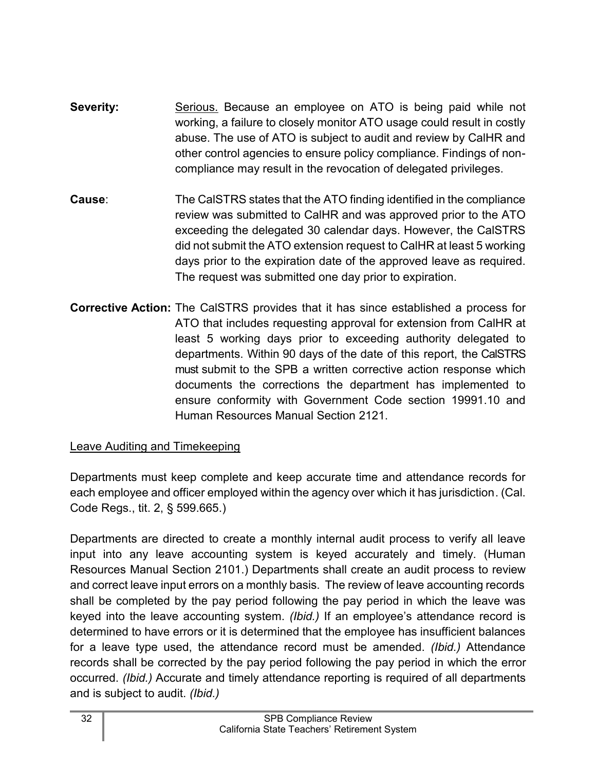**Severity:** Serious. Because an employee on ATO is being paid while not working, a failure to closely monitor ATO usage could result in costly abuse. The use of ATO is subject to audit and review by CalHR and other control agencies to ensure policy compliance. Findings of non-compliance may result in the revocation of delegated privileges.

**Cause**: The CalSTRS states that the ATO finding identified in the compliance review was submitted to CalHR and was approved prior to the ATO exceeding the delegated 30 calendar days. However, the CalSTRS did not submit the ATO extension request to CalHR at least 5 working days prior to the expiration date of the approved leave as required. The request was submitted one day prior to expiration.

**Corrective Action:** The CalSTRS provides that it has since established a process for ATO that includes requesting approval for extension from CalHR at least 5 working days prior to exceeding authority delegated to departments. Within 90 days of the date of this report, the CalSTRS must submit to the SPB a written corrective action response which documents the corrections the department has implemented to ensure conformity with Government Code section 19991.10 and Human Resources Manual Section 2121.

Leave Auditing and Timekeeping

Departments must keep complete and keep accurate time and attendance records for each employee and officer employed within the agency over which it has jurisdiction. (Cal. Code Regs., tit. 2, § 599.665.)

Departments are directed to create a monthly internal audit process to verify all leave input into any leave accounting system is keyed accurately and timely. (Human Resources Manual Section 2101.) Departments shall create an audit process to review and correct leave input errors on a monthly basis. The review of leave accounting records shall be completed by the pay period following the pay period in which the leave was keyed into the leave accounting system. *(Ibid.)* If an employee's attendance record is determined to have errors or it is determined that the employee has insufficient balances for a leave type used, the attendance record must be amended. *(Ibid.)* Attendance records shall be corrected by the pay period following the pay period in which the error occurred. *(Ibid.)* Accurate and timely attendance reporting is required of all departments and is subject to audit. *(Ibid.)*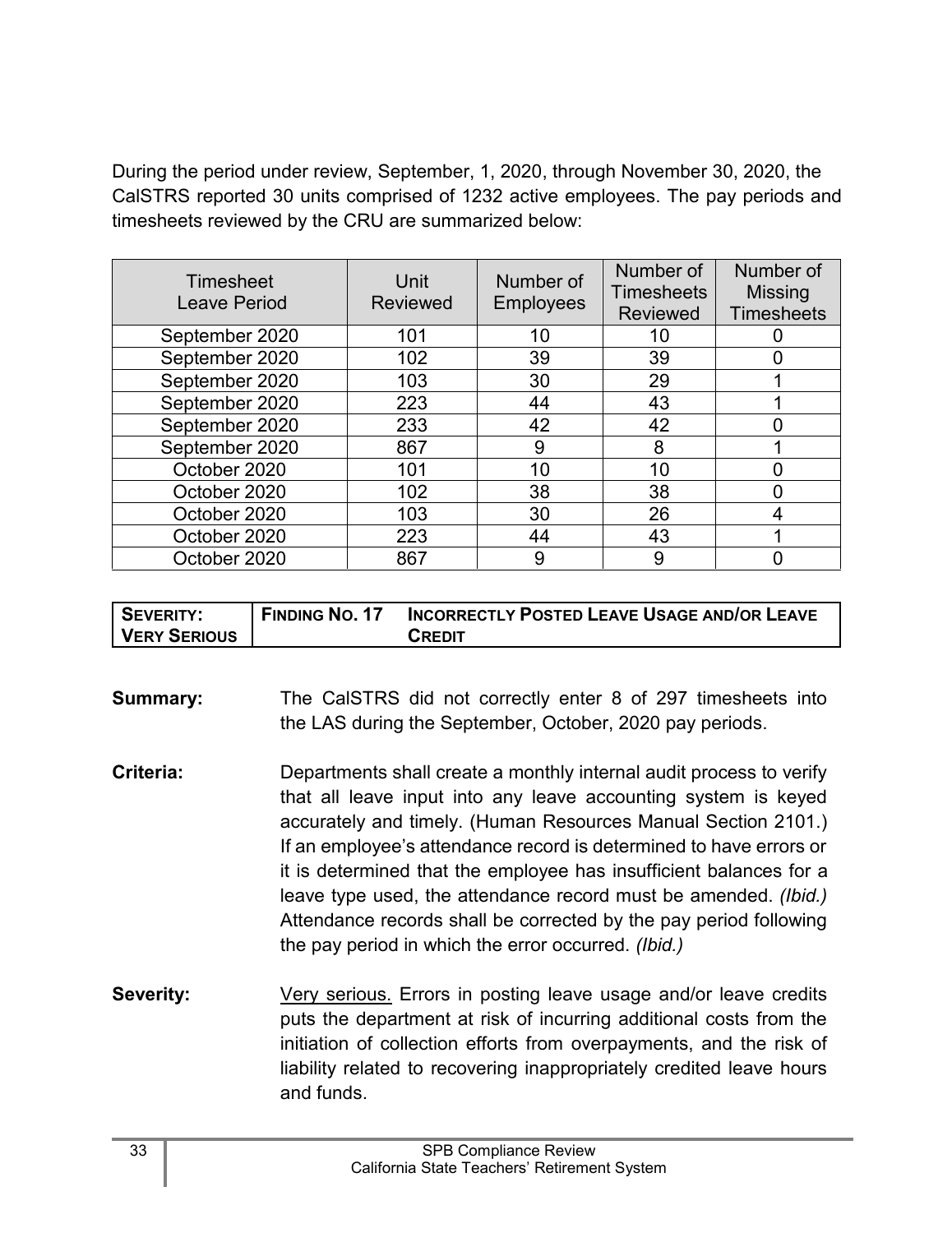During the period under review, September, 1, 2020, through November 30, 2020, the CalSTRS reported 30 units comprised of 1232 active employees. The pay periods and timesheets reviewed by the CRU are summarized below:

| Timesheet Leave Period | Unit Reviewed | Number of Employees | Number of Timesheets Reviewed | Number of Missing Timesheets |
|---|---|---|---|---|
| September 2020 | 101 | 10 | 10 | 0 |
| September 2020 | 102 | 39 | 39 | 0 |
| September 2020 | 103 | 30 | 29 | 1 |
| September 2020 | 223 | 44 | 43 | 1 |
| September 2020 | 233 | 42 | 42 | 0 |
| September 2020 | 867 | 9 | 8 | 1 |
| October 2020 | 101 | 10 | 10 | 0 |
| October 2020 | 102 | 38 | 38 | 0 |
| October 2020 | 103 | 30 | 26 | 4 |
| October 2020 | 223 | 44 | 43 | 1 |
| October 2020 | 867 | 9 | 9 | 0 |

| SEVERITY: VERY SERIOUS | FINDING NO. 17 | INCORRECTLY POSTED LEAVE USAGE AND/OR LEAVE CREDIT |
|---|---|---|

**Summary:** The CalSTRS did not correctly enter 8 of 297 timesheets into the LAS during the September, October, 2020 pay periods.

**Criteria:** Departments shall create a monthly internal audit process to verify that all leave input into any leave accounting system is keyed accurately and timely. (Human Resources Manual Section 2101.) If an employee's attendance record is determined to have errors or it is determined that the employee has insufficient balances for a leave type used, the attendance record must be amended. *(Ibid.)* Attendance records shall be corrected by the pay period following the pay period in which the error occurred. *(Ibid.)*

**Severity:** Very serious. Errors in posting leave usage and/or leave credits puts the department at risk of incurring additional costs from the initiation of collection efforts from overpayments, and the risk of liability related to recovering inappropriately credited leave hours and funds.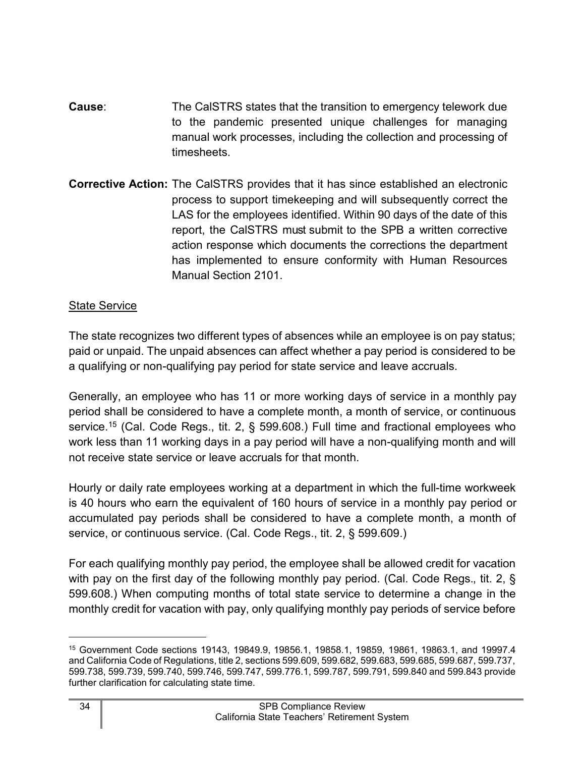**Cause**: The CalSTRS states that the transition to emergency telework due to the pandemic presented unique challenges for managing manual work processes, including the collection and processing of timesheets.

**Corrective Action:** The CalSTRS provides that it has since established an electronic process to support timekeeping and will subsequently correct the LAS for the employees identified. Within 90 days of the date of this report, the CalSTRS must submit to the SPB a written corrective action response which documents the corrections the department has implemented to ensure conformity with Human Resources Manual Section 2101.

<u>State Service</u>

The state recognizes two different types of absences while an employee is on pay status; paid or unpaid. The unpaid absences can affect whether a pay period is considered to be a qualifying or non-qualifying pay period for state service and leave accruals.

Generally, an employee who has 11 or more working days of service in a monthly pay period shall be considered to have a complete month, a month of service, or continuous service.[15] (Cal. Code Regs., tit. 2, § 599.608.) Full time and fractional employees who work less than 11 working days in a pay period will have a non-qualifying month and will not receive state service or leave accruals for that month.

Hourly or daily rate employees working at a department in which the full-time workweek is 40 hours who earn the equivalent of 160 hours of service in a monthly pay period or accumulated pay periods shall be considered to have a complete month, a month of service, or continuous service. (Cal. Code Regs., tit. 2, § 599.609.)

For each qualifying monthly pay period, the employee shall be allowed credit for vacation with pay on the first day of the following monthly pay period. (Cal. Code Regs., tit. 2, § 599.608.) When computing months of total state service to determine a change in the monthly credit for vacation with pay, only qualifying monthly pay periods of service before

---

[15] Government Code sections 19143, 19849.9, 19856.1, 19858.1, 19859, 19861, 19863.1, and 19997.4 and California Code of Regulations, title 2, sections 599.609, 599.682, 599.683, 599.685, 599.687, 599.737, 599.738, 599.739, 599.740, 599.746, 599.747, 599.776.1, 599.787, 599.791, 599.840 and 599.843 provide further clarification for calculating state time.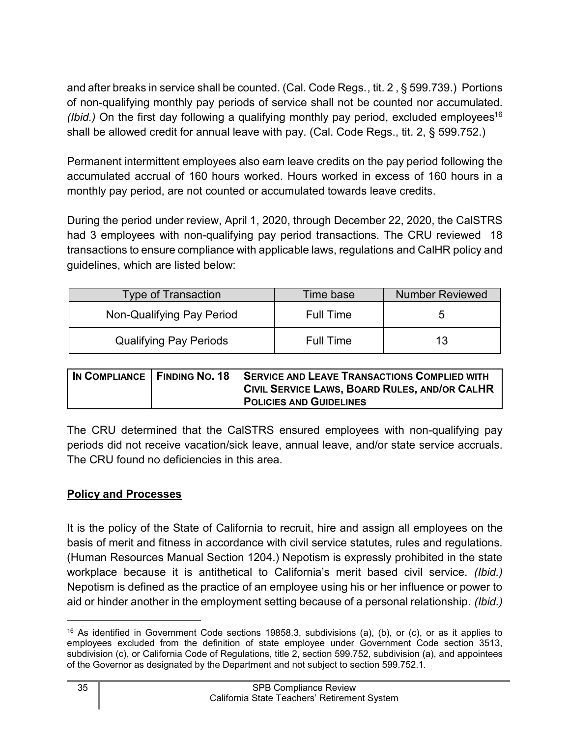and after breaks in service shall be counted. (Cal. Code Regs., tit. 2 , § 599.739.) Portions of non-qualifying monthly pay periods of service shall not be counted nor accumulated. *(Ibid.)* On the first day following a qualifying monthly pay period, excluded employees[16] shall be allowed credit for annual leave with pay. (Cal. Code Regs., tit. 2, § 599.752.)

Permanent intermittent employees also earn leave credits on the pay period following the accumulated accrual of 160 hours worked. Hours worked in excess of 160 hours in a monthly pay period, are not counted or accumulated towards leave credits.

During the period under review, April 1, 2020, through December 22, 2020, the CalSTRS had 3 employees with non-qualifying pay period transactions. The CRU reviewed 18 transactions to ensure compliance with applicable laws, regulations and CalHR policy and guidelines, which are listed below:

| Type of Transaction | Time base | Number Reviewed |
|---|---|---|
| Non-Qualifying Pay Period | Full Time | 5 |
| Qualifying Pay Periods | Full Time | 13 |

| IN COMPLIANCE | FINDING NO. 18 | SERVICE AND LEAVE TRANSACTIONS COMPLIED WITH CIVIL SERVICE LAWS, BOARD RULES, AND/OR CALHR POLICIES AND GUIDELINES |
|---|---|---|

The CRU determined that the CalSTRS ensured employees with non-qualifying pay periods did not receive vacation/sick leave, annual leave, and/or state service accruals. The CRU found no deficiencies in this area.

**Policy and Processes**

It is the policy of the State of California to recruit, hire and assign all employees on the basis of merit and fitness in accordance with civil service statutes, rules and regulations. (Human Resources Manual Section 1204.) Nepotism is expressly prohibited in the state workplace because it is antithetical to California's merit based civil service. *(Ibid.)* Nepotism is defined as the practice of an employee using his or her influence or power to aid or hinder another in the employment setting because of a personal relationship. *(Ibid.)*

[16] As identified in Government Code sections 19858.3, subdivisions (a), (b), or (c), or as it applies to employees excluded from the definition of state employee under Government Code section 3513, subdivision (c), or California Code of Regulations, title 2, section 599.752, subdivision (a), and appointees of the Governor as designated by the Department and not subject to section 599.752.1.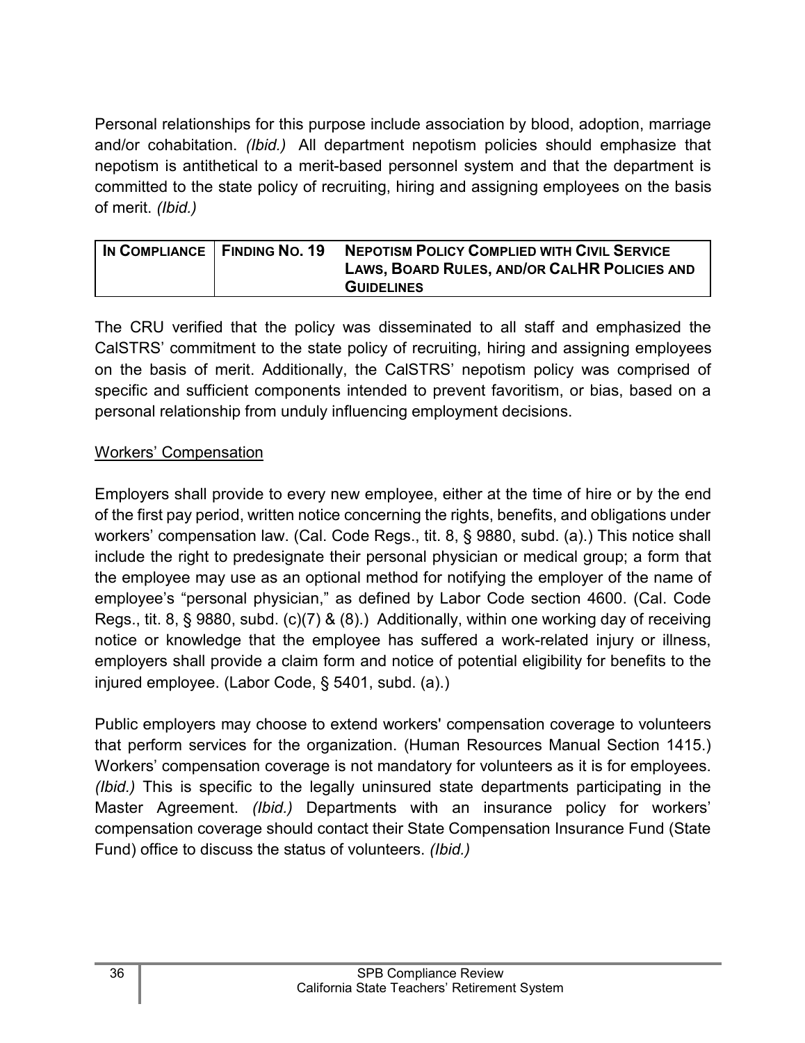Personal relationships for this purpose include association by blood, adoption, marriage and/or cohabitation. *(Ibid.)* All department nepotism policies should emphasize that nepotism is antithetical to a merit-based personnel system and that the department is committed to the state policy of recruiting, hiring and assigning employees on the basis of merit. *(Ibid.)*

| **IN COMPLIANCE** | **FINDING NO. 19** | **NEPOTISM POLICY COMPLIED WITH CIVIL SERVICE LAWS, BOARD RULES, AND/OR CALHR POLICIES AND GUIDELINES** |
|---|---|---|

The CRU verified that the policy was disseminated to all staff and emphasized the CalSTRS' commitment to the state policy of recruiting, hiring and assigning employees on the basis of merit. Additionally, the CalSTRS' nepotism policy was comprised of specific and sufficient components intended to prevent favoritism, or bias, based on a personal relationship from unduly influencing employment decisions.

<u>Workers' Compensation</u>

Employers shall provide to every new employee, either at the time of hire or by the end of the first pay period, written notice concerning the rights, benefits, and obligations under workers' compensation law. (Cal. Code Regs., tit. 8, § 9880, subd. (a).) This notice shall include the right to predesignate their personal physician or medical group; a form that the employee may use as an optional method for notifying the employer of the name of employee's "personal physician," as defined by Labor Code section 4600. (Cal. Code Regs., tit. 8, § 9880, subd. (c)(7) & (8).) Additionally, within one working day of receiving notice or knowledge that the employee has suffered a work-related injury or illness, employers shall provide a claim form and notice of potential eligibility for benefits to the injured employee. (Labor Code, § 5401, subd. (a).)

Public employers may choose to extend workers' compensation coverage to volunteers that perform services for the organization. (Human Resources Manual Section 1415.) Workers' compensation coverage is not mandatory for volunteers as it is for employees. *(Ibid.)* This is specific to the legally uninsured state departments participating in the Master Agreement. *(Ibid.)* Departments with an insurance policy for workers' compensation coverage should contact their State Compensation Insurance Fund (State Fund) office to discuss the status of volunteers. *(Ibid.)*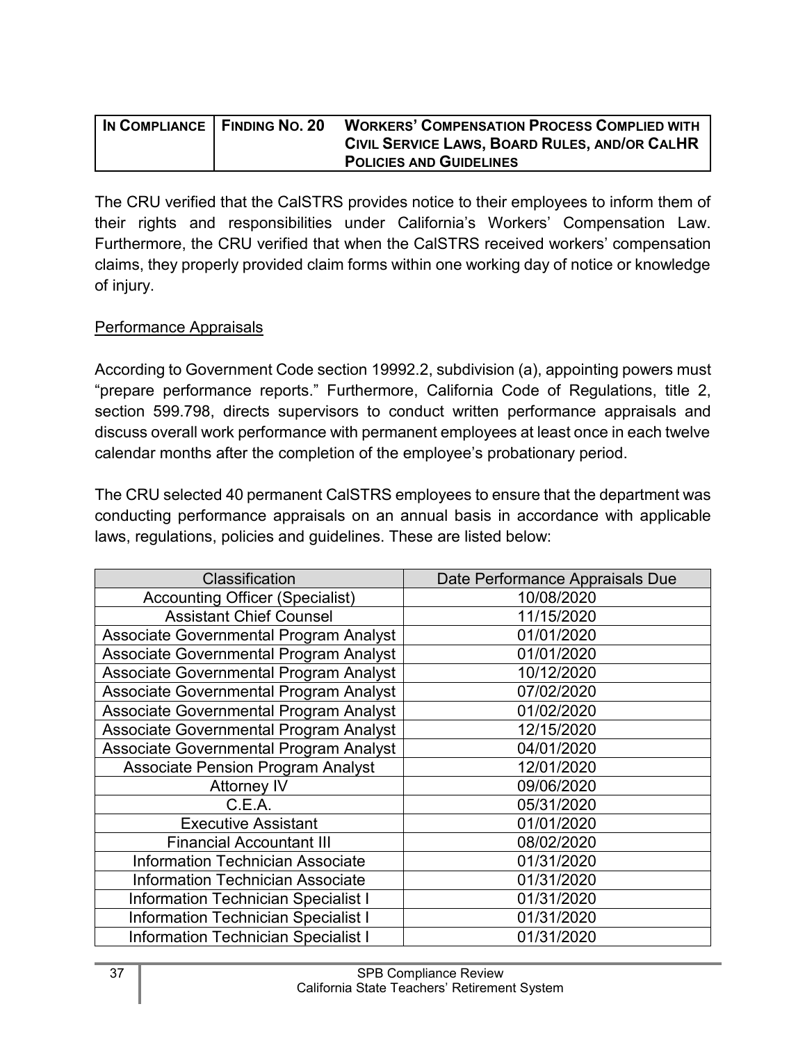| In Compliance | Finding No. 20 | Workers' Compensation Process Complied with Civil Service Laws, Board Rules, and/or CalHR Policies and Guidelines |
|---|---|---|

The CRU verified that the CalSTRS provides notice to their employees to inform them of their rights and responsibilities under California's Workers' Compensation Law. Furthermore, the CRU verified that when the CalSTRS received workers' compensation claims, they properly provided claim forms within one working day of notice or knowledge of injury.

Performance Appraisals

According to Government Code section 19992.2, subdivision (a), appointing powers must "prepare performance reports." Furthermore, California Code of Regulations, title 2, section 599.798, directs supervisors to conduct written performance appraisals and discuss overall work performance with permanent employees at least once in each twelve calendar months after the completion of the employee's probationary period.

The CRU selected 40 permanent CalSTRS employees to ensure that the department was conducting performance appraisals on an annual basis in accordance with applicable laws, regulations, policies and guidelines. These are listed below:

| Classification | Date Performance Appraisals Due |
|---|---|
| Accounting Officer (Specialist) | 10/08/2020 |
| Assistant Chief Counsel | 11/15/2020 |
| Associate Governmental Program Analyst | 01/01/2020 |
| Associate Governmental Program Analyst | 01/01/2020 |
| Associate Governmental Program Analyst | 10/12/2020 |
| Associate Governmental Program Analyst | 07/02/2020 |
| Associate Governmental Program Analyst | 01/02/2020 |
| Associate Governmental Program Analyst | 12/15/2020 |
| Associate Governmental Program Analyst | 04/01/2020 |
| Associate Pension Program Analyst | 12/01/2020 |
| Attorney IV | 09/06/2020 |
| C.E.A. | 05/31/2020 |
| Executive Assistant | 01/01/2020 |
| Financial Accountant III | 08/02/2020 |
| Information Technician Associate | 01/31/2020 |
| Information Technician Associate | 01/31/2020 |
| Information Technician Specialist I | 01/31/2020 |
| Information Technician Specialist I | 01/31/2020 |
| Information Technician Specialist I | 01/31/2020 |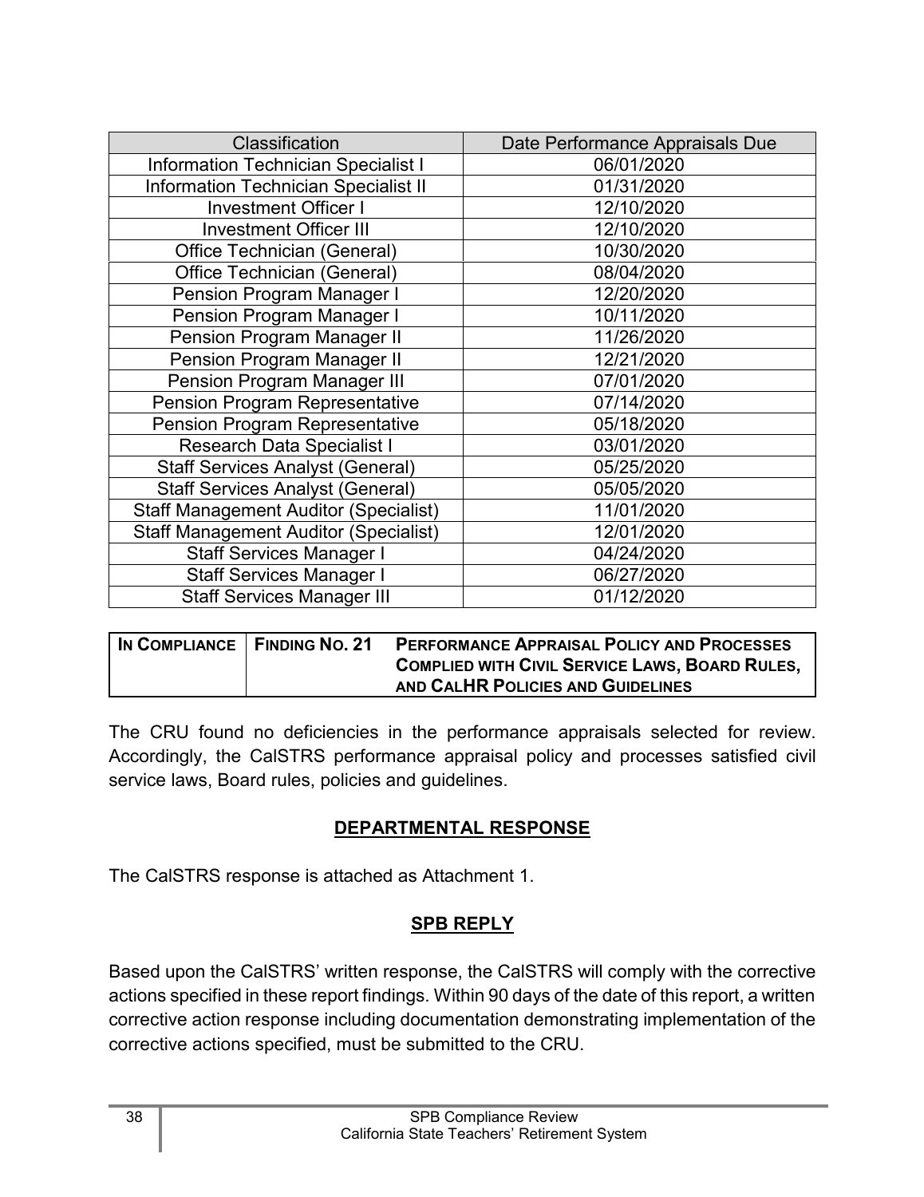| Classification | Date Performance Appraisals Due |
|---|---|
| Information Technician Specialist I | 06/01/2020 |
| Information Technician Specialist II | 01/31/2020 |
| Investment Officer I | 12/10/2020 |
| Investment Officer III | 12/10/2020 |
| Office Technician (General) | 10/30/2020 |
| Office Technician (General) | 08/04/2020 |
| Pension Program Manager I | 12/20/2020 |
| Pension Program Manager I | 10/11/2020 |
| Pension Program Manager II | 11/26/2020 |
| Pension Program Manager II | 12/21/2020 |
| Pension Program Manager III | 07/01/2020 |
| Pension Program Representative | 07/14/2020 |
| Pension Program Representative | 05/18/2020 |
| Research Data Specialist I | 03/01/2020 |
| Staff Services Analyst (General) | 05/25/2020 |
| Staff Services Analyst (General) | 05/05/2020 |
| Staff Management Auditor (Specialist) | 11/01/2020 |
| Staff Management Auditor (Specialist) | 12/01/2020 |
| Staff Services Manager I | 04/24/2020 |
| Staff Services Manager I | 06/27/2020 |
| Staff Services Manager III | 01/12/2020 |

| **IN COMPLIANCE** | **FINDING NO. 21** | **PERFORMANCE APPRAISAL POLICY AND PROCESSES COMPLIED WITH CIVIL SERVICE LAWS, BOARD RULES, AND CALHR POLICIES AND GUIDELINES** |
|---|---|---|

The CRU found no deficiencies in the performance appraisals selected for review. Accordingly, the CalSTRS performance appraisal policy and processes satisfied civil service laws, Board rules, policies and guidelines.

## DEPARTMENTAL RESPONSE

The CalSTRS response is attached as Attachment 1.

## SPB REPLY

Based upon the CalSTRS' written response, the CalSTRS will comply with the corrective actions specified in these report findings. Within 90 days of the date of this report, a written corrective action response including documentation demonstrating implementation of the corrective actions specified, must be submitted to the CRU.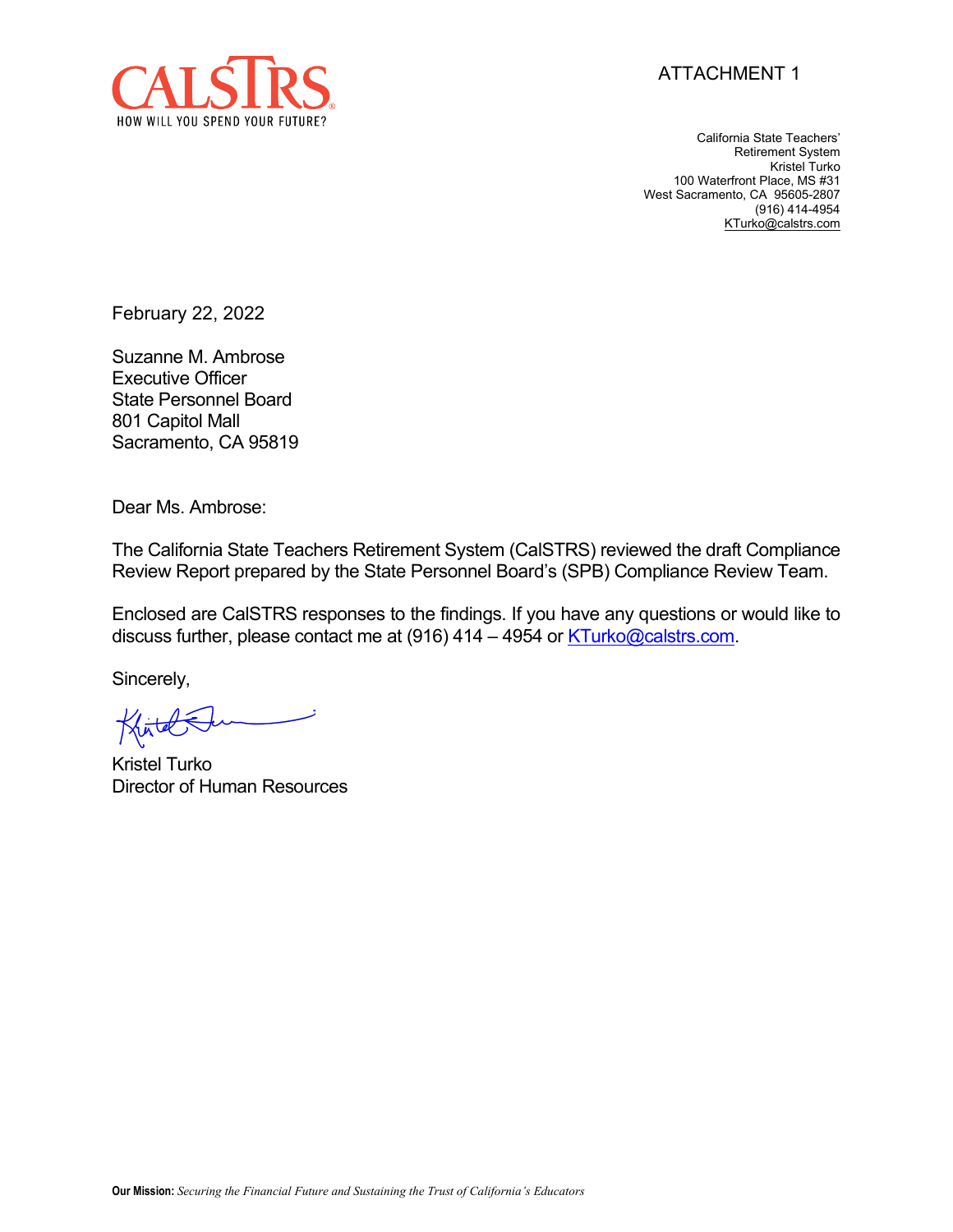CALSTRS
HOW WILL YOU SPEND YOUR FUTURE?

ATTACHMENT 1

California State Teachers'
Retirement System
Kristel Turko
100 Waterfront Place, MS #31
West Sacramento, CA 95605-2807
(916) 414-4954
KTurko@calstrs.com

February 22, 2022

Suzanne M. Ambrose
Executive Officer
State Personnel Board
801 Capitol Mall
Sacramento, CA 95819

Dear Ms. Ambrose:

The California State Teachers Retirement System (CalSTRS) reviewed the draft Compliance Review Report prepared by the State Personnel Board's (SPB) Compliance Review Team.

Enclosed are CalSTRS responses to the findings. If you have any questions or would like to discuss further, please contact me at (916) 414 – 4954 or KTurko@calstrs.com.

Sincerely,

Kristel Turko
Director of Human Resources

**Our Mission:** *Securing the Financial Future and Sustaining the Trust of California's Educators*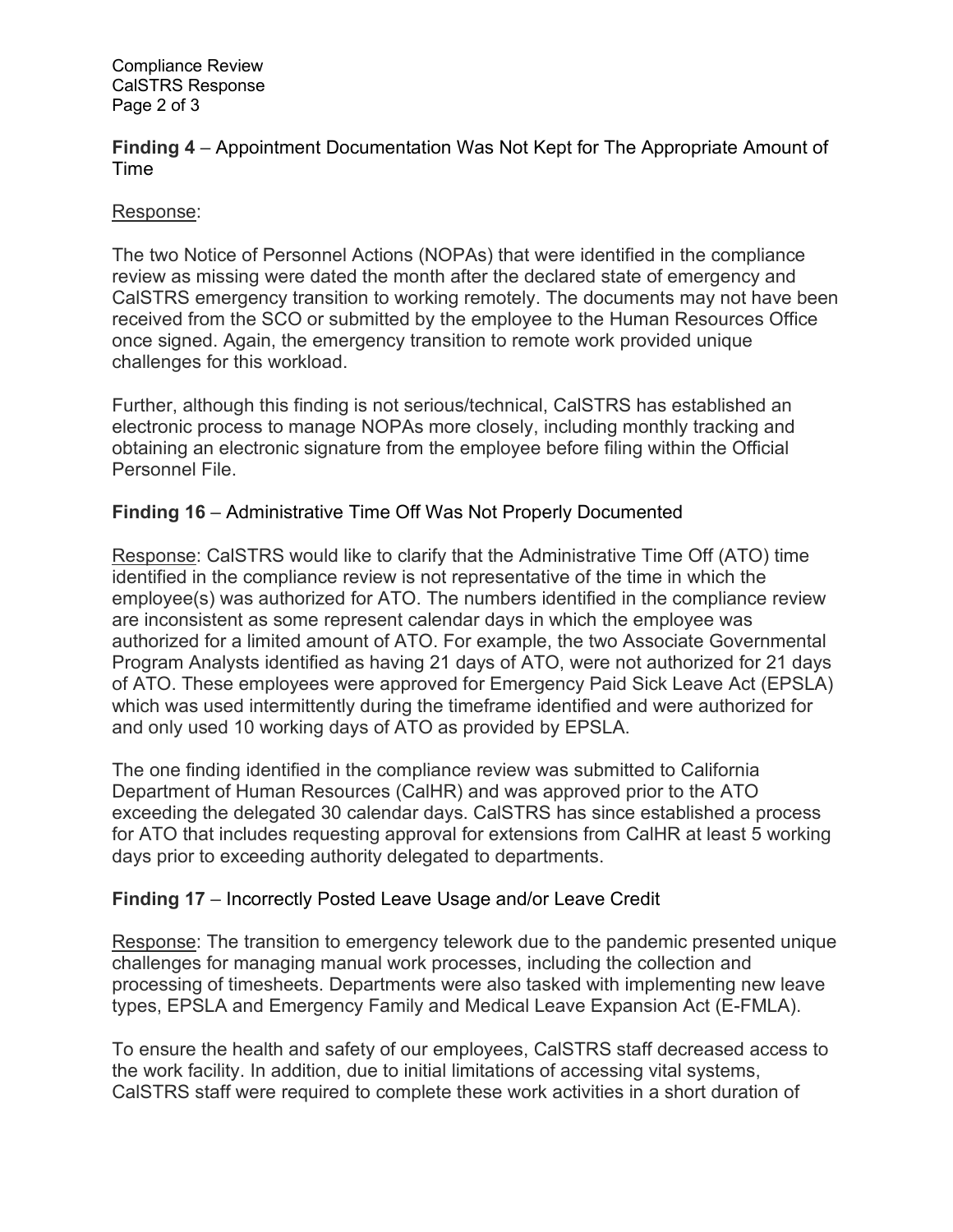**Finding 4** – Appointment Documentation Was Not Kept for The Appropriate Amount of Time

Response:

The two Notice of Personnel Actions (NOPAs) that were identified in the compliance review as missing were dated the month after the declared state of emergency and CalSTRS emergency transition to working remotely. The documents may not have been received from the SCO or submitted by the employee to the Human Resources Office once signed. Again, the emergency transition to remote work provided unique challenges for this workload.

Further, although this finding is not serious/technical, CalSTRS has established an electronic process to manage NOPAs more closely, including monthly tracking and obtaining an electronic signature from the employee before filing within the Official Personnel File.

**Finding 16** – Administrative Time Off Was Not Properly Documented

Response: CalSTRS would like to clarify that the Administrative Time Off (ATO) time identified in the compliance review is not representative of the time in which the employee(s) was authorized for ATO. The numbers identified in the compliance review are inconsistent as some represent calendar days in which the employee was authorized for a limited amount of ATO. For example, the two Associate Governmental Program Analysts identified as having 21 days of ATO, were not authorized for 21 days of ATO. These employees were approved for Emergency Paid Sick Leave Act (EPSLA) which was used intermittently during the timeframe identified and were authorized for and only used 10 working days of ATO as provided by EPSLA.

The one finding identified in the compliance review was submitted to California Department of Human Resources (CalHR) and was approved prior to the ATO exceeding the delegated 30 calendar days. CalSTRS has since established a process for ATO that includes requesting approval for extensions from CalHR at least 5 working days prior to exceeding authority delegated to departments.

**Finding 17** – Incorrectly Posted Leave Usage and/or Leave Credit

Response: The transition to emergency telework due to the pandemic presented unique challenges for managing manual work processes, including the collection and processing of timesheets. Departments were also tasked with implementing new leave types, EPSLA and Emergency Family and Medical Leave Expansion Act (E-FMLA).

To ensure the health and safety of our employees, CalSTRS staff decreased access to the work facility. In addition, due to initial limitations of accessing vital systems, CalSTRS staff were required to complete these work activities in a short duration of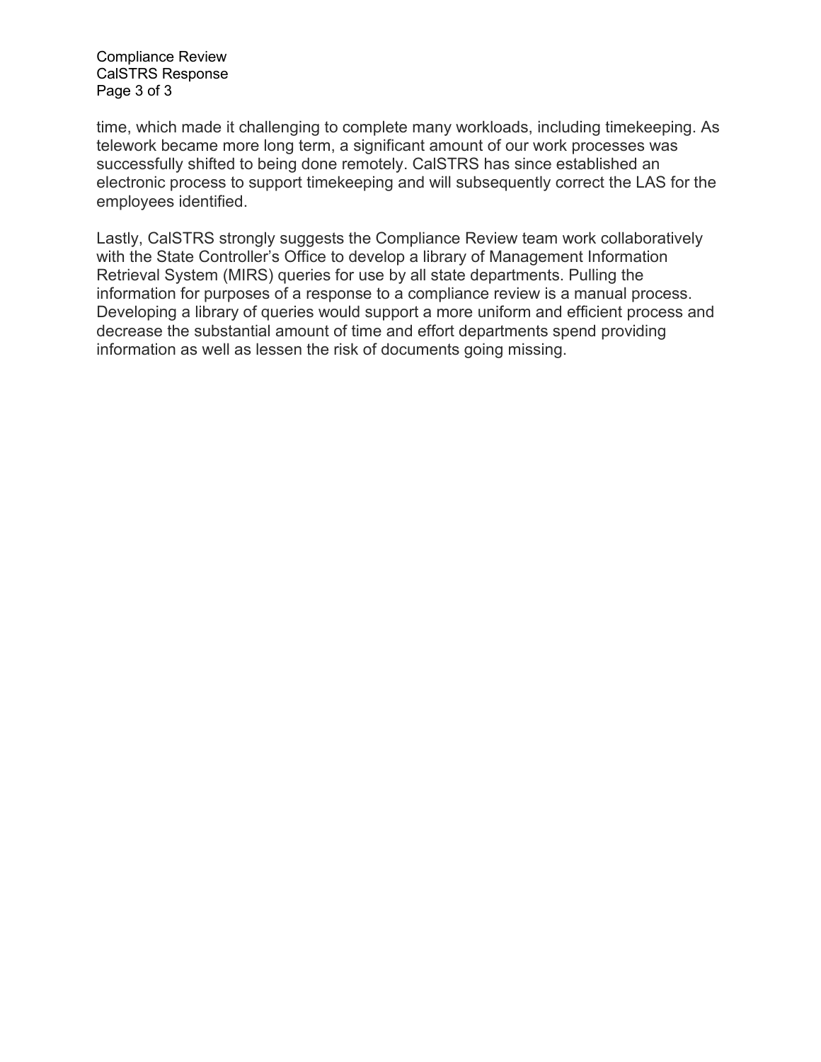time, which made it challenging to complete many workloads, including timekeeping. As telework became more long term, a significant amount of our work processes was successfully shifted to being done remotely. CalSTRS has since established an electronic process to support timekeeping and will subsequently correct the LAS for the employees identified.

Lastly, CalSTRS strongly suggests the Compliance Review team work collaboratively with the State Controller's Office to develop a library of Management Information Retrieval System (MIRS) queries for use by all state departments. Pulling the information for purposes of a response to a compliance review is a manual process. Developing a library of queries would support a more uniform and efficient process and decrease the substantial amount of time and effort departments spend providing information as well as lessen the risk of documents going missing.